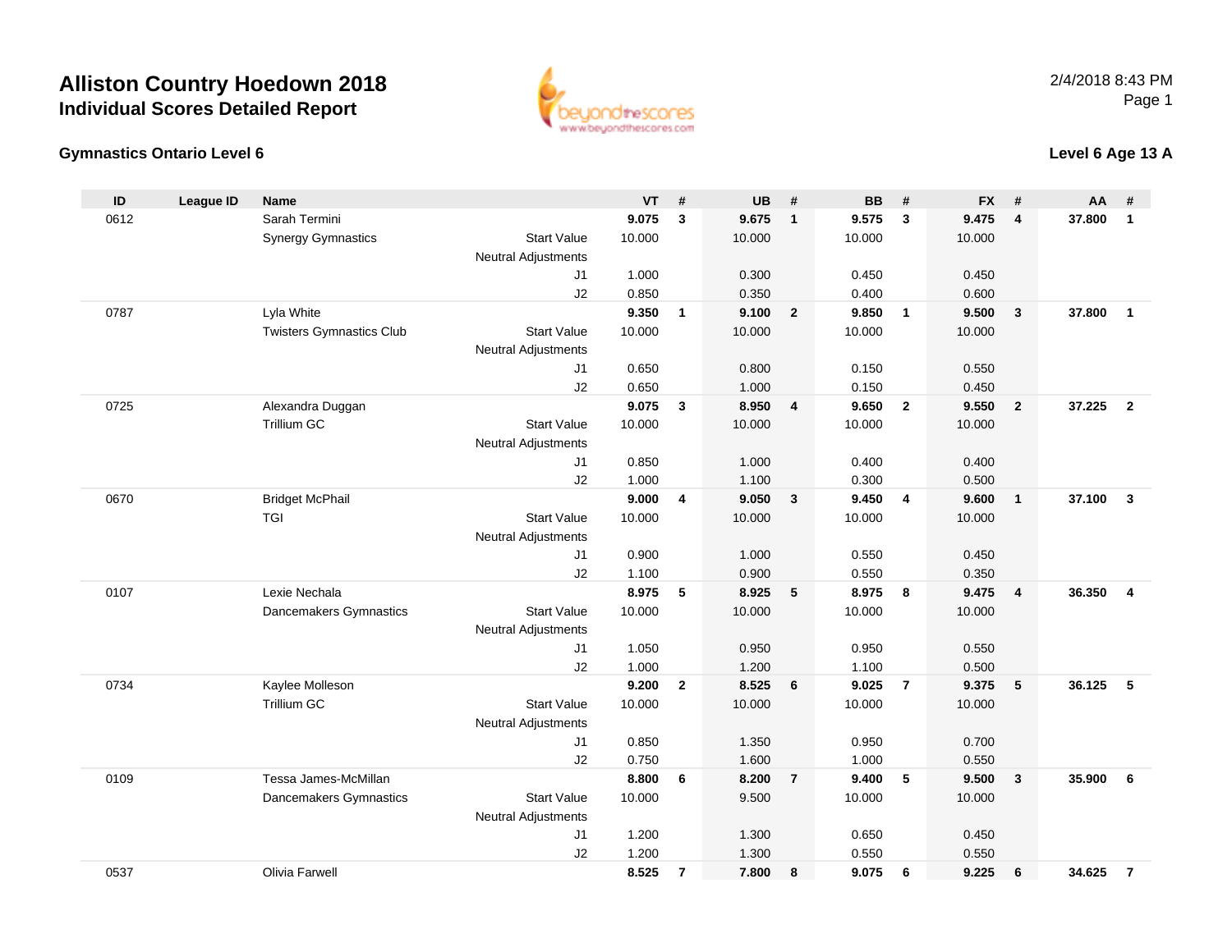# Alliston Country Hoedown 2018
## Individual Scores Detailed Report

2/4/2018 8:43 PM

### Gymnastics Ontario Level 6

### Level 6 Age 13 A

| ID | League ID | Name | | VT | # | UB | # | BB | # | FX | # | AA | # |
|---|---|---|---|---|---|---|---|---|---|---|---|---|---|
| 0612 | | Sarah Termini | | **9.075** | **3** | **9.675** | **1** | **9.575** | **3** | **9.475** | **4** | **37.800** | **1** |
| | | Synergy Gymnastics | Start Value | 10.000 | | 10.000 | | 10.000 | | 10.000 | | | |
| | | | Neutral Adjustments | | | | | | | | | | |
| | | | J1 | 1.000 | | 0.300 | | 0.450 | | 0.450 | | | |
| | | | J2 | 0.850 | | 0.350 | | 0.400 | | 0.600 | | | |
| 0787 | | Lyla White | | **9.350** | **1** | **9.100** | **2** | **9.850** | **1** | **9.500** | **3** | **37.800** | **1** |
| | | Twisters Gymnastics Club | Start Value | 10.000 | | 10.000 | | 10.000 | | 10.000 | | | |
| | | | Neutral Adjustments | | | | | | | | | | |
| | | | J1 | 0.650 | | 0.800 | | 0.150 | | 0.550 | | | |
| | | | J2 | 0.650 | | 1.000 | | 0.150 | | 0.450 | | | |
| 0725 | | Alexandra Duggan | | **9.075** | **3** | **8.950** | **4** | **9.650** | **2** | **9.550** | **2** | **37.225** | **2** |
| | | Trillium GC | Start Value | 10.000 | | 10.000 | | 10.000 | | 10.000 | | | |
| | | | Neutral Adjustments | | | | | | | | | | |
| | | | J1 | 0.850 | | 1.000 | | 0.400 | | 0.400 | | | |
| | | | J2 | 1.000 | | 1.100 | | 0.300 | | 0.500 | | | |
| 0670 | | Bridget McPhail | | **9.000** | **4** | **9.050** | **3** | **9.450** | **4** | **9.600** | **1** | **37.100** | **3** |
| | | TGI | Start Value | 10.000 | | 10.000 | | 10.000 | | 10.000 | | | |
| | | | Neutral Adjustments | | | | | | | | | | |
| | | | J1 | 0.900 | | 1.000 | | 0.550 | | 0.450 | | | |
| | | | J2 | 1.100 | | 0.900 | | 0.550 | | 0.350 | | | |
| 0107 | | Lexie Nechala | | **8.975** | **5** | **8.925** | **5** | **8.975** | **8** | **9.475** | **4** | **36.350** | **4** |
| | | Dancemakers Gymnastics | Start Value | 10.000 | | 10.000 | | 10.000 | | 10.000 | | | |
| | | | Neutral Adjustments | | | | | | | | | | |
| | | | J1 | 1.050 | | 0.950 | | 0.950 | | 0.550 | | | |
| | | | J2 | 1.000 | | 1.200 | | 1.100 | | 0.500 | | | |
| 0734 | | Kaylee Molleson | | **9.200** | **2** | **8.525** | **6** | **9.025** | **7** | **9.375** | **5** | **36.125** | **5** |
| | | Trillium GC | Start Value | 10.000 | | 10.000 | | 10.000 | | 10.000 | | | |
| | | | Neutral Adjustments | | | | | | | | | | |
| | | | J1 | 0.850 | | 1.350 | | 0.950 | | 0.700 | | | |
| | | | J2 | 0.750 | | 1.600 | | 1.000 | | 0.550 | | | |
| 0109 | | Tessa James-McMillan | | **8.800** | **6** | **8.200** | **7** | **9.400** | **5** | **9.500** | **3** | **35.900** | **6** |
| | | Dancemakers Gymnastics | Start Value | 10.000 | | 9.500 | | 10.000 | | 10.000 | | | |
| | | | Neutral Adjustments | | | | | | | | | | |
| | | | J1 | 1.200 | | 1.300 | | 0.650 | | 0.450 | | | |
| | | | J2 | 1.200 | | 1.300 | | 0.550 | | 0.550 | | | |
| 0537 | | Olivia Farwell | | **8.525** | **7** | **7.800** | **8** | **9.075** | **6** | **9.225** | **6** | **34.625** | **7** |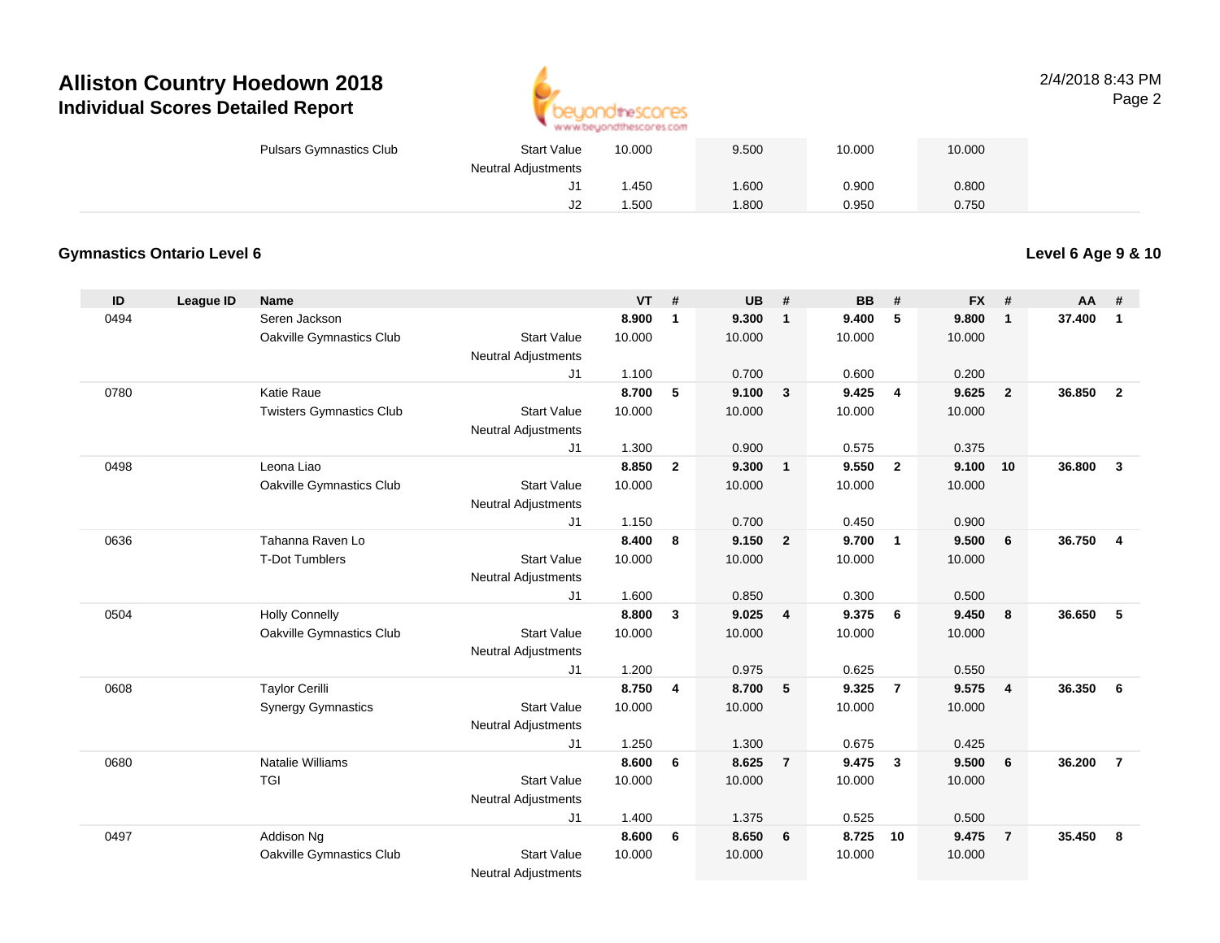## Alliston Country Hoedown 2018

### Individual Scores Detailed Report

2/4/2018 8:43 PM

| ID | League ID | Name | | VT | # | UB | # | BB | # | FX | # | AA | # |
|---|---|---|---|---|---|---|---|---|---|---|---|---|---|
| | | Pulsars Gymnastics Club | Start Value | 10.000 | | 9.500 | | 10.000 | | 10.000 | | | |
| | | | Neutral Adjustments | | | | | | | | | | |
| | | | J1 | 1.450 | | 1.600 | | 0.900 | | 0.800 | | | |
| | | | J2 | 1.500 | | 1.800 | | 0.950 | | 0.750 | | | |

### Gymnastics Ontario Level 6

**Level 6 Age 9 & 10**

| ID | League ID | Name | | VT | # | UB | # | BB | # | FX | # | AA | # |
|---|---|---|---|---|---|---|---|---|---|---|---|---|---|
| 0494 | | Seren Jackson | | **8.900** | **1** | **9.300** | **1** | **9.400** | **5** | **9.800** | **1** | **37.400** | **1** |
| | | Oakville Gymnastics Club | Start Value | 10.000 | | 10.000 | | 10.000 | | 10.000 | | | |
| | | | Neutral Adjustments | | | | | | | | | | |
| | | | J1 | 1.100 | | 0.700 | | 0.600 | | 0.200 | | | |
| 0780 | | Katie Raue | | **8.700** | **5** | **9.100** | **3** | **9.425** | **4** | **9.625** | **2** | **36.850** | **2** |
| | | Twisters Gymnastics Club | Start Value | 10.000 | | 10.000 | | 10.000 | | 10.000 | | | |
| | | | Neutral Adjustments | | | | | | | | | | |
| | | | J1 | 1.300 | | 0.900 | | 0.575 | | 0.375 | | | |
| 0498 | | Leona Liao | | **8.850** | **2** | **9.300** | **1** | **9.550** | **2** | **9.100** | **10** | **36.800** | **3** |
| | | Oakville Gymnastics Club | Start Value | 10.000 | | 10.000 | | 10.000 | | 10.000 | | | |
| | | | Neutral Adjustments | | | | | | | | | | |
| | | | J1 | 1.150 | | 0.700 | | 0.450 | | 0.900 | | | |
| 0636 | | Tahanna Raven Lo | | **8.400** | **8** | **9.150** | **2** | **9.700** | **1** | **9.500** | **6** | **36.750** | **4** |
| | | T-Dot Tumblers | Start Value | 10.000 | | 10.000 | | 10.000 | | 10.000 | | | |
| | | | Neutral Adjustments | | | | | | | | | | |
| | | | J1 | 1.600 | | 0.850 | | 0.300 | | 0.500 | | | |
| 0504 | | Holly Connelly | | **8.800** | **3** | **9.025** | **4** | **9.375** | **6** | **9.450** | **8** | **36.650** | **5** |
| | | Oakville Gymnastics Club | Start Value | 10.000 | | 10.000 | | 10.000 | | 10.000 | | | |
| | | | Neutral Adjustments | | | | | | | | | | |
| | | | J1 | 1.200 | | 0.975 | | 0.625 | | 0.550 | | | |
| 0608 | | Taylor Cerilli | | **8.750** | **4** | **8.700** | **5** | **9.325** | **7** | **9.575** | **4** | **36.350** | **6** |
| | | Synergy Gymnastics | Start Value | 10.000 | | 10.000 | | 10.000 | | 10.000 | | | |
| | | | Neutral Adjustments | | | | | | | | | | |
| | | | J1 | 1.250 | | 1.300 | | 0.675 | | 0.425 | | | |
| 0680 | | Natalie Williams | | **8.600** | **6** | **8.625** | **7** | **9.475** | **3** | **9.500** | **6** | **36.200** | **7** |
| | | TGI | Start Value | 10.000 | | 10.000 | | 10.000 | | 10.000 | | | |
| | | | Neutral Adjustments | | | | | | | | | | |
| | | | J1 | 1.400 | | 1.375 | | 0.525 | | 0.500 | | | |
| 0497 | | Addison Ng | | **8.600** | **6** | **8.650** | **6** | **8.725** | **10** | **9.475** | **7** | **35.450** | **8** |
| | | Oakville Gymnastics Club | Start Value | 10.000 | | 10.000 | | 10.000 | | 10.000 | | | |
| | | | Neutral Adjustments | | | | | | | | | | |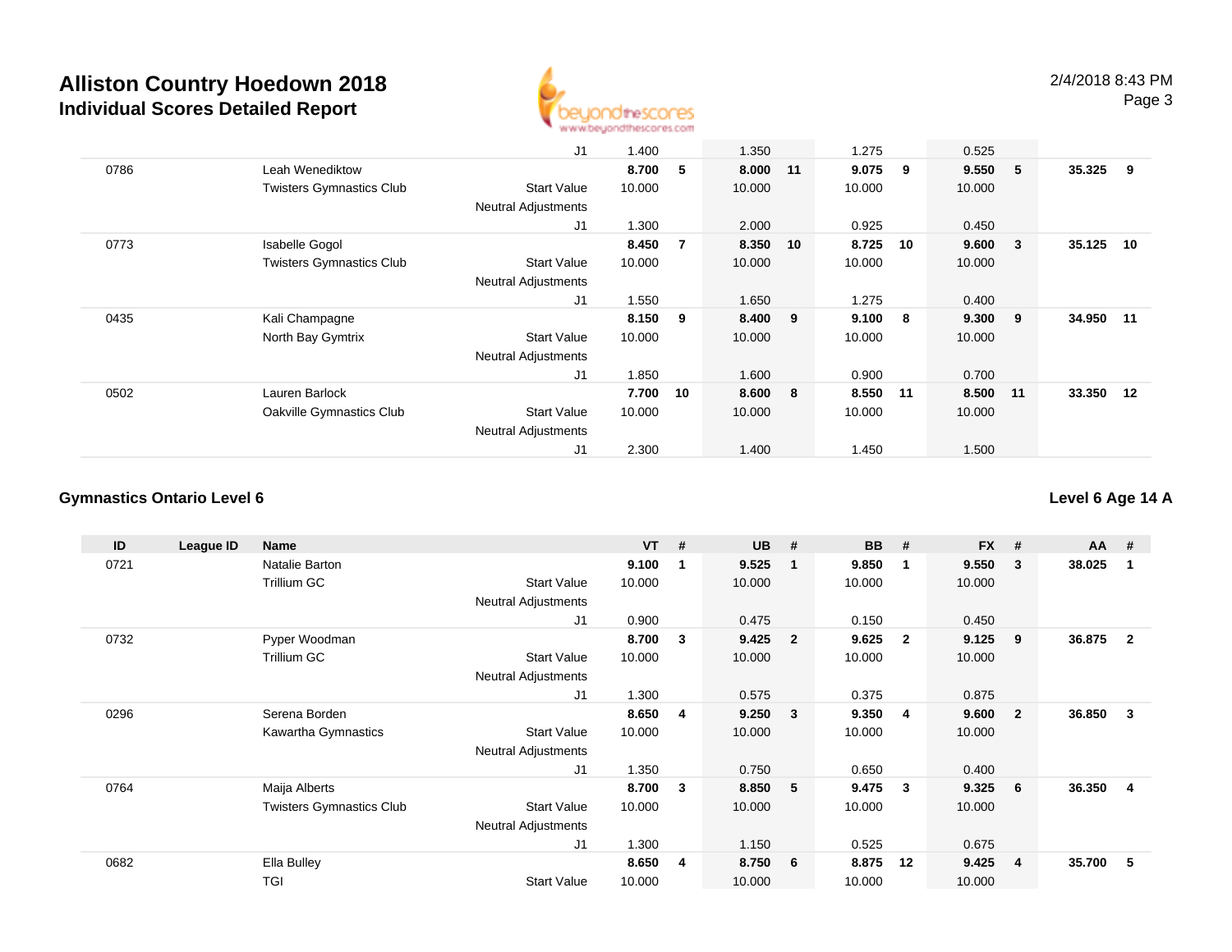| ID | League ID | Name | | VT | # | UB | # | BB | # | FX | # | AA | # |
|---|---|---|---|---|---|---|---|---|---|---|---|---|---|
| | | | J1 | 1.400 | | 1.350 | | 1.275 | | 0.525 | | | |
| 0786 | | Leah Wenediktow | | **8.700** | **5** | **8.000** | **11** | **9.075** | **9** | **9.550** | **5** | **35.325** | **9** |
| | | Twisters Gymnastics Club | Start Value | 10.000 | | 10.000 | | 10.000 | | 10.000 | | | |
| | | | Neutral Adjustments | | | | | | | | | | |
| | | | J1 | 1.300 | | 2.000 | | 0.925 | | 0.450 | | | |
| 0773 | | Isabelle Gogol | | **8.450** | **7** | **8.350** | **10** | **8.725** | **10** | **9.600** | **3** | **35.125** | **10** |
| | | Twisters Gymnastics Club | Start Value | 10.000 | | 10.000 | | 10.000 | | 10.000 | | | |
| | | | Neutral Adjustments | | | | | | | | | | |
| | | | J1 | 1.550 | | 1.650 | | 1.275 | | 0.400 | | | |
| 0435 | | Kali Champagne | | **8.150** | **9** | **8.400** | **9** | **9.100** | **8** | **9.300** | **9** | **34.950** | **11** |
| | | North Bay Gymtrix | Start Value | 10.000 | | 10.000 | | 10.000 | | 10.000 | | | |
| | | | Neutral Adjustments | | | | | | | | | | |
| | | | J1 | 1.850 | | 1.600 | | 0.900 | | 0.700 | | | |
| 0502 | | Lauren Barlock | | **7.700** | **10** | **8.600** | **8** | **8.550** | **11** | **8.500** | **11** | **33.350** | **12** |
| | | Oakville Gymnastics Club | Start Value | 10.000 | | 10.000 | | 10.000 | | 10.000 | | | |
| | | | Neutral Adjustments | | | | | | | | | | |
| | | | J1 | 2.300 | | 1.400 | | 1.450 | | 1.500 | | | |

## Gymnastics Ontario Level 6

**Level 6 Age 14 A**

| ID | League ID | Name | | VT | # | UB | # | BB | # | FX | # | AA | # |
|---|---|---|---|---|---|---|---|---|---|---|---|---|---|
| 0721 | | Natalie Barton | | **9.100** | **1** | **9.525** | **1** | **9.850** | **1** | **9.550** | **3** | **38.025** | **1** |
| | | Trillium GC | Start Value | 10.000 | | 10.000 | | 10.000 | | 10.000 | | | |
| | | | Neutral Adjustments | | | | | | | | | | |
| | | | J1 | 0.900 | | 0.475 | | 0.150 | | 0.450 | | | |
| 0732 | | Pyper Woodman | | **8.700** | **3** | **9.425** | **2** | **9.625** | **2** | **9.125** | **9** | **36.875** | **2** |
| | | Trillium GC | Start Value | 10.000 | | 10.000 | | 10.000 | | 10.000 | | | |
| | | | Neutral Adjustments | | | | | | | | | | |
| | | | J1 | 1.300 | | 0.575 | | 0.375 | | 0.875 | | | |
| 0296 | | Serena Borden | | **8.650** | **4** | **9.250** | **3** | **9.350** | **4** | **9.600** | **2** | **36.850** | **3** |
| | | Kawartha Gymnastics | Start Value | 10.000 | | 10.000 | | 10.000 | | 10.000 | | | |
| | | | Neutral Adjustments | | | | | | | | | | |
| | | | J1 | 1.350 | | 0.750 | | 0.650 | | 0.400 | | | |
| 0764 | | Maija Alberts | | **8.700** | **3** | **8.850** | **5** | **9.475** | **3** | **9.325** | **6** | **36.350** | **4** |
| | | Twisters Gymnastics Club | Start Value | 10.000 | | 10.000 | | 10.000 | | 10.000 | | | |
| | | | Neutral Adjustments | | | | | | | | | | |
| | | | J1 | 1.300 | | 1.150 | | 0.525 | | 0.675 | | | |
| 0682 | | Ella Bulley | | **8.650** | **4** | **8.750** | **6** | **8.875** | **12** | **9.425** | **4** | **35.700** | **5** |
| | | TGI | Start Value | 10.000 | | 10.000 | | 10.000 | | 10.000 | | | |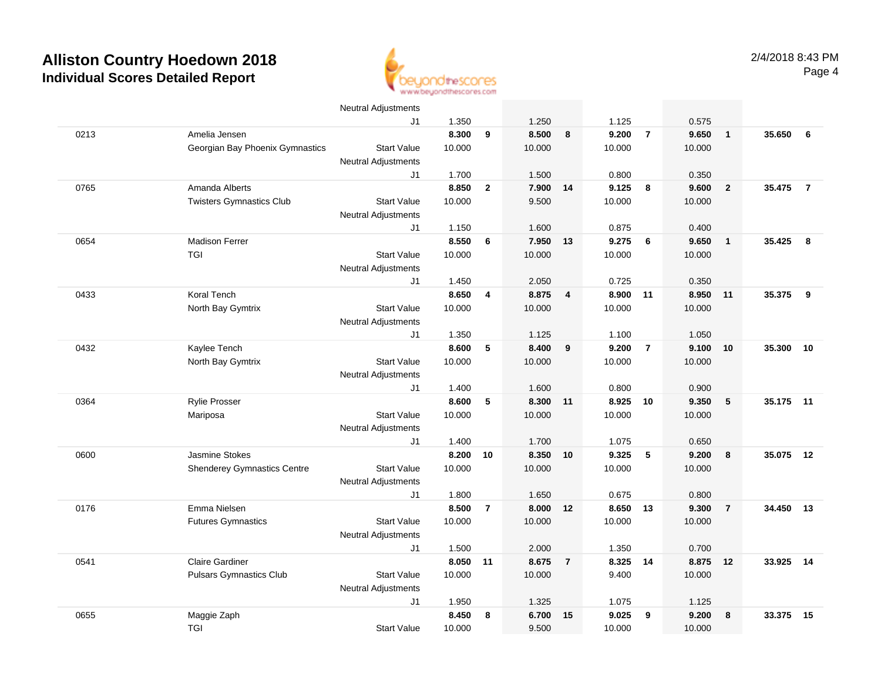# Alliston Country Hoedown 2018

## Individual Scores Detailed Report

2/4/2018 8:43 PM

| | | | | | | | | | | | | |
|---|---|---|---|---|---|---|---|---|---|---|---|---|
| | | Neutral Adjustments | | | | | | | | | | |
| | | J1 | 1.350 | | 1.250 | | 1.125 | | 0.575 | | | |
| 0213 | Amelia Jensen | | **8.300** | **9** | **8.500** | **8** | **9.200** | **7** | **9.650** | **1** | **35.650** | **6** |
| | Georgian Bay Phoenix Gymnastics | Start Value | 10.000 | | 10.000 | | 10.000 | | 10.000 | | | |
| | | Neutral Adjustments | | | | | | | | | | |
| | | J1 | 1.700 | | 1.500 | | 0.800 | | 0.350 | | | |
| 0765 | Amanda Alberts | | **8.850** | **2** | **7.900** | **14** | **9.125** | **8** | **9.600** | **2** | **35.475** | **7** |
| | Twisters Gymnastics Club | Start Value | 10.000 | | 9.500 | | 10.000 | | 10.000 | | | |
| | | Neutral Adjustments | | | | | | | | | | |
| | | J1 | 1.150 | | 1.600 | | 0.875 | | 0.400 | | | |
| 0654 | Madison Ferrer | | **8.550** | **6** | **7.950** | **13** | **9.275** | **6** | **9.650** | **1** | **35.425** | **8** |
| | TGI | Start Value | 10.000 | | 10.000 | | 10.000 | | 10.000 | | | |
| | | Neutral Adjustments | | | | | | | | | | |
| | | J1 | 1.450 | | 2.050 | | 0.725 | | 0.350 | | | |
| 0433 | Koral Tench | | **8.650** | **4** | **8.875** | **4** | **8.900** | **11** | **8.950** | **11** | **35.375** | **9** |
| | North Bay Gymtrix | Start Value | 10.000 | | 10.000 | | 10.000 | | 10.000 | | | |
| | | Neutral Adjustments | | | | | | | | | | |
| | | J1 | 1.350 | | 1.125 | | 1.100 | | 1.050 | | | |
| 0432 | Kaylee Tench | | **8.600** | **5** | **8.400** | **9** | **9.200** | **7** | **9.100** | **10** | **35.300** | **10** |
| | North Bay Gymtrix | Start Value | 10.000 | | 10.000 | | 10.000 | | 10.000 | | | |
| | | Neutral Adjustments | | | | | | | | | | |
| | | J1 | 1.400 | | 1.600 | | 0.800 | | 0.900 | | | |
| 0364 | Rylie Prosser | | **8.600** | **5** | **8.300** | **11** | **8.925** | **10** | **9.350** | **5** | **35.175** | **11** |
| | Mariposa | Start Value | 10.000 | | 10.000 | | 10.000 | | 10.000 | | | |
| | | Neutral Adjustments | | | | | | | | | | |
| | | J1 | 1.400 | | 1.700 | | 1.075 | | 0.650 | | | |
| 0600 | Jasmine Stokes | | **8.200** | **10** | **8.350** | **10** | **9.325** | **5** | **9.200** | **8** | **35.075** | **12** |
| | Shenderey Gymnastics Centre | Start Value | 10.000 | | 10.000 | | 10.000 | | 10.000 | | | |
| | | Neutral Adjustments | | | | | | | | | | |
| | | J1 | 1.800 | | 1.650 | | 0.675 | | 0.800 | | | |
| 0176 | Emma Nielsen | | **8.500** | **7** | **8.000** | **12** | **8.650** | **13** | **9.300** | **7** | **34.450** | **13** |
| | Futures Gymnastics | Start Value | 10.000 | | 10.000 | | 10.000 | | 10.000 | | | |
| | | Neutral Adjustments | | | | | | | | | | |
| | | J1 | 1.500 | | 2.000 | | 1.350 | | 0.700 | | | |
| 0541 | Claire Gardiner | | **8.050** | **11** | **8.675** | **7** | **8.325** | **14** | **8.875** | **12** | **33.925** | **14** |
| | Pulsars Gymnastics Club | Start Value | 10.000 | | 10.000 | | 9.400 | | 10.000 | | | |
| | | Neutral Adjustments | | | | | | | | | | |
| | | J1 | 1.950 | | 1.325 | | 1.075 | | 1.125 | | | |
| 0655 | Maggie Zaph | | **8.450** | **8** | **6.700** | **15** | **9.025** | **9** | **9.200** | **8** | **33.375** | **15** |
| | TGI | Start Value | 10.000 | | 9.500 | | 10.000 | | 10.000 | | | |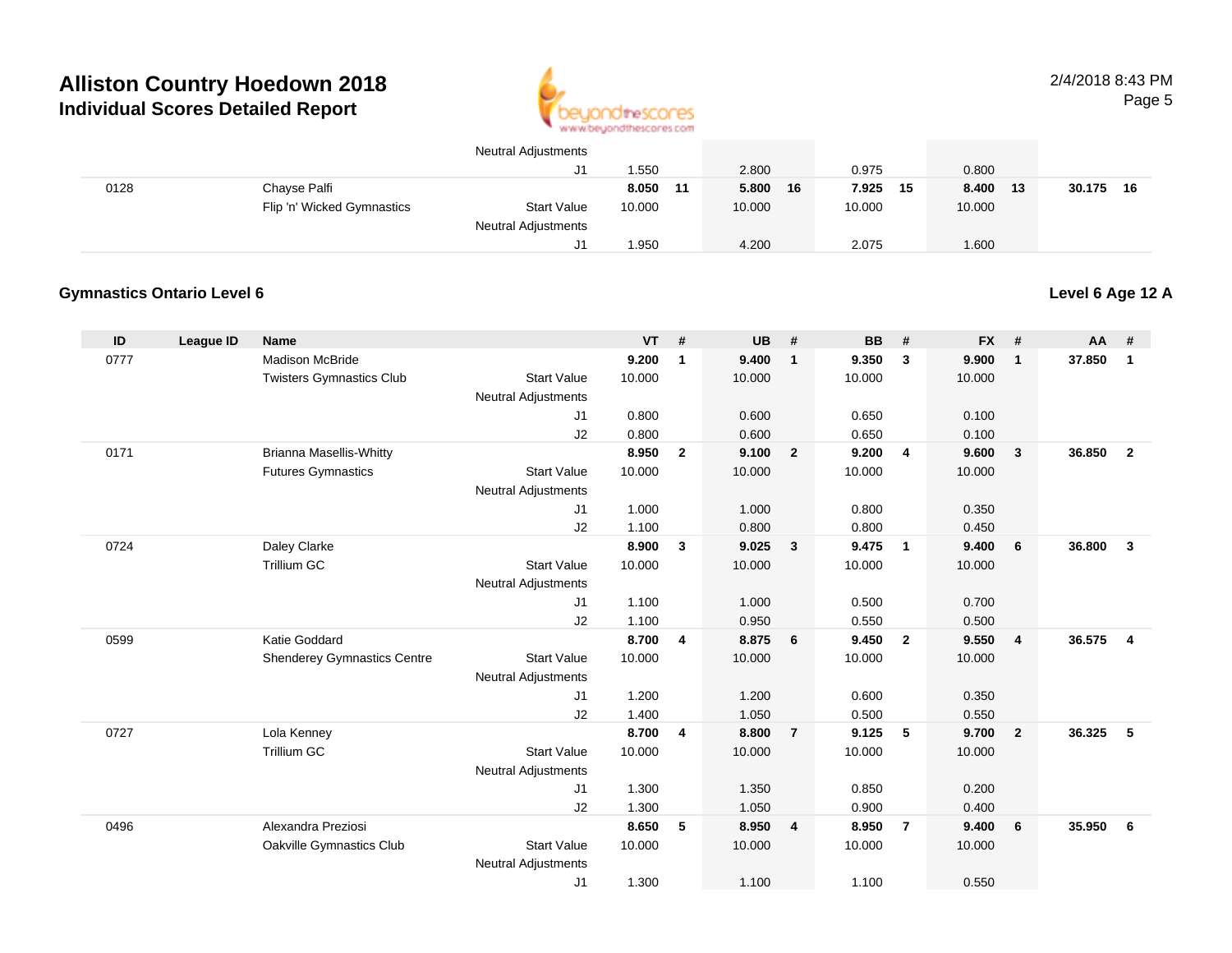# Alliston Country Hoedown 2018

## Individual Scores Detailed Report

| ID | League ID | Name | | VT | # | UB | # | BB | # | FX | # | AA | # |
|---|---|---|---|---|---|---|---|---|---|---|---|---|---|
| | | | Neutral Adjustments | | | | | | | | | | |
| | | | J1 | 1.550 | | 2.800 | | 0.975 | | 0.800 | | | |
| 0128 | | Chayse Palfi | | **8.050** | **11** | **5.800** | **16** | **7.925** | **15** | **8.400** | **13** | **30.175** | **16** |
| | | Flip 'n' Wicked Gymnastics | Start Value | 10.000 | | 10.000 | | 10.000 | | 10.000 | | | |
| | | | Neutral Adjustments | | | | | | | | | | |
| | | | J1 | 1.950 | | 4.200 | | 2.075 | | 1.600 | | | |

### Gymnastics Ontario Level 6

**Level 6 Age 12 A**

| ID | League ID | Name | | VT | # | UB | # | BB | # | FX | # | AA | # |
|---|---|---|---|---|---|---|---|---|---|---|---|---|---|
| 0777 | | Madison McBride | | **9.200** | **1** | **9.400** | **1** | **9.350** | **3** | **9.900** | **1** | **37.850** | **1** |
| | | Twisters Gymnastics Club | Start Value | 10.000 | | 10.000 | | 10.000 | | 10.000 | | | |
| | | | Neutral Adjustments | | | | | | | | | | |
| | | | J1 | 0.800 | | 0.600 | | 0.650 | | 0.100 | | | |
| | | | J2 | 0.800 | | 0.600 | | 0.650 | | 0.100 | | | |
| 0171 | | Brianna Masellis-Whitty | | **8.950** | **2** | **9.100** | **2** | **9.200** | **4** | **9.600** | **3** | **36.850** | **2** |
| | | Futures Gymnastics | Start Value | 10.000 | | 10.000 | | 10.000 | | 10.000 | | | |
| | | | Neutral Adjustments | | | | | | | | | | |
| | | | J1 | 1.000 | | 1.000 | | 0.800 | | 0.350 | | | |
| | | | J2 | 1.100 | | 0.800 | | 0.800 | | 0.450 | | | |
| 0724 | | Daley Clarke | | **8.900** | **3** | **9.025** | **3** | **9.475** | **1** | **9.400** | **6** | **36.800** | **3** |
| | | Trillium GC | Start Value | 10.000 | | 10.000 | | 10.000 | | 10.000 | | | |
| | | | Neutral Adjustments | | | | | | | | | | |
| | | | J1 | 1.100 | | 1.000 | | 0.500 | | 0.700 | | | |
| | | | J2 | 1.100 | | 0.950 | | 0.550 | | 0.500 | | | |
| 0599 | | Katie Goddard | | **8.700** | **4** | **8.875** | **6** | **9.450** | **2** | **9.550** | **4** | **36.575** | **4** |
| | | Shenderey Gymnastics Centre | Start Value | 10.000 | | 10.000 | | 10.000 | | 10.000 | | | |
| | | | Neutral Adjustments | | | | | | | | | | |
| | | | J1 | 1.200 | | 1.200 | | 0.600 | | 0.350 | | | |
| | | | J2 | 1.400 | | 1.050 | | 0.500 | | 0.550 | | | |
| 0727 | | Lola Kenney | | **8.700** | **4** | **8.800** | **7** | **9.125** | **5** | **9.700** | **2** | **36.325** | **5** |
| | | Trillium GC | Start Value | 10.000 | | 10.000 | | 10.000 | | 10.000 | | | |
| | | | Neutral Adjustments | | | | | | | | | | |
| | | | J1 | 1.300 | | 1.350 | | 0.850 | | 0.200 | | | |
| | | | J2 | 1.300 | | 1.050 | | 0.900 | | 0.400 | | | |
| 0496 | | Alexandra Preziosi | | **8.650** | **5** | **8.950** | **4** | **8.950** | **7** | **9.400** | **6** | **35.950** | **6** |
| | | Oakville Gymnastics Club | Start Value | 10.000 | | 10.000 | | 10.000 | | 10.000 | | | |
| | | | Neutral Adjustments | | | | | | | | | | |
| | | | J1 | 1.300 | | 1.100 | | 1.100 | | 0.550 | | | |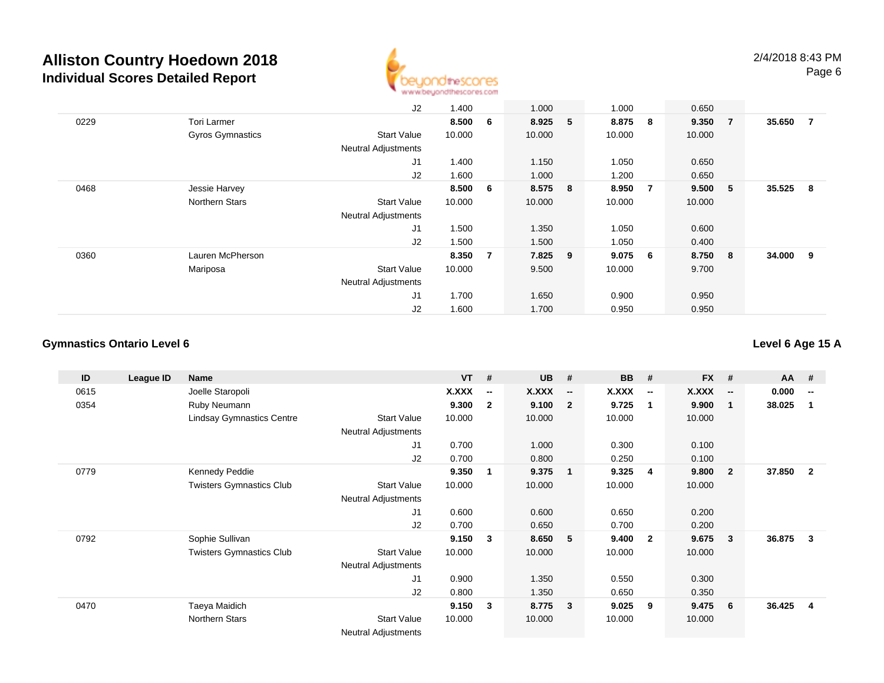# Alliston Country Hoedown 2018

## Individual Scores Detailed Report

2/4/2018 8:43 PM

| ID | League ID | Name | | VT | # | UB | # | BB | # | FX | # | AA | # |
|---|---|---|---|---|---|---|---|---|---|---|---|---|---|
| | | | J2 | 1.400 | | 1.000 | | 1.000 | | 0.650 | | | |
| 0229 | | Tori Larmer | | **8.500** | **6** | **8.925** | **5** | **8.875** | **8** | **9.350** | **7** | **35.650** | **7** |
| | | Gyros Gymnastics | Start Value | 10.000 | | 10.000 | | 10.000 | | 10.000 | | | |
| | | | Neutral Adjustments | | | | | | | | | | |
| | | | J1 | 1.400 | | 1.150 | | 1.050 | | 0.650 | | | |
| | | | J2 | 1.600 | | 1.000 | | 1.200 | | 0.650 | | | |
| 0468 | | Jessie Harvey | | **8.500** | **6** | **8.575** | **8** | **8.950** | **7** | **9.500** | **5** | **35.525** | **8** |
| | | Northern Stars | Start Value | 10.000 | | 10.000 | | 10.000 | | 10.000 | | | |
| | | | Neutral Adjustments | | | | | | | | | | |
| | | | J1 | 1.500 | | 1.350 | | 1.050 | | 0.600 | | | |
| | | | J2 | 1.500 | | 1.500 | | 1.050 | | 0.400 | | | |
| 0360 | | Lauren McPherson | | **8.350** | **7** | **7.825** | **9** | **9.075** | **6** | **8.750** | **8** | **34.000** | **9** |
| | | Mariposa | Start Value | 10.000 | | 9.500 | | 10.000 | | 9.700 | | | |
| | | | Neutral Adjustments | | | | | | | | | | |
| | | | J1 | 1.700 | | 1.650 | | 0.900 | | 0.950 | | | |
| | | | J2 | 1.600 | | 1.700 | | 0.950 | | 0.950 | | | |

### Gymnastics Ontario Level 6

### Level 6 Age 15 A

| ID | League ID | Name | | VT | # | UB | # | BB | # | FX | # | AA | # |
|---|---|---|---|---|---|---|---|---|---|---|---|---|---|
| 0615 | | Joelle Staropoli | | **X.XXX** | **--** | **X.XXX** | **--** | **X.XXX** | **--** | **X.XXX** | **--** | **0.000** | **--** |
| 0354 | | Ruby Neumann | | **9.300** | **2** | **9.100** | **2** | **9.725** | **1** | **9.900** | **1** | **38.025** | **1** |
| | | Lindsay Gymnastics Centre | Start Value | 10.000 | | 10.000 | | 10.000 | | 10.000 | | | |
| | | | Neutral Adjustments | | | | | | | | | | |
| | | | J1 | 0.700 | | 1.000 | | 0.300 | | 0.100 | | | |
| | | | J2 | 0.700 | | 0.800 | | 0.250 | | 0.100 | | | |
| 0779 | | Kennedy Peddie | | **9.350** | **1** | **9.375** | **1** | **9.325** | **4** | **9.800** | **2** | **37.850** | **2** |
| | | Twisters Gymnastics Club | Start Value | 10.000 | | 10.000 | | 10.000 | | 10.000 | | | |
| | | | Neutral Adjustments | | | | | | | | | | |
| | | | J1 | 0.600 | | 0.600 | | 0.650 | | 0.200 | | | |
| | | | J2 | 0.700 | | 0.650 | | 0.700 | | 0.200 | | | |
| 0792 | | Sophie Sullivan | | **9.150** | **3** | **8.650** | **5** | **9.400** | **2** | **9.675** | **3** | **36.875** | **3** |
| | | Twisters Gymnastics Club | Start Value | 10.000 | | 10.000 | | 10.000 | | 10.000 | | | |
| | | | Neutral Adjustments | | | | | | | | | | |
| | | | J1 | 0.900 | | 1.350 | | 0.550 | | 0.300 | | | |
| | | | J2 | 0.800 | | 1.350 | | 0.650 | | 0.350 | | | |
| 0470 | | Taeya Maidich | | **9.150** | **3** | **8.775** | **3** | **9.025** | **9** | **9.475** | **6** | **36.425** | **4** |
| | | Northern Stars | Start Value | 10.000 | | 10.000 | | 10.000 | | 10.000 | | | |
| | | | Neutral Adjustments | | | | | | | | | | |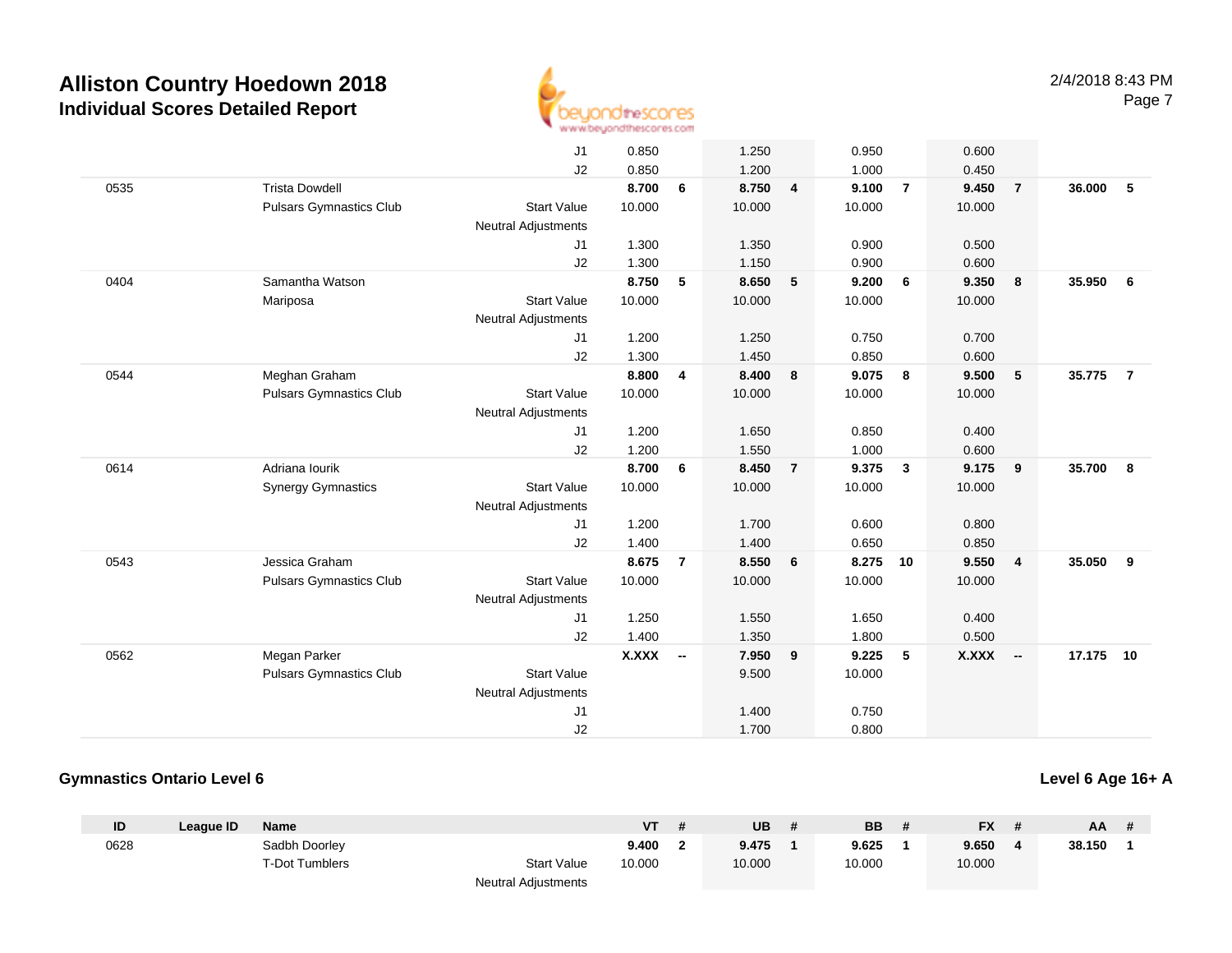| ID | League ID | Name | | VT | # | UB | # | BB | # | FX | # | AA | # |
|---|---|---|---|---|---|---|---|---|---|---|---|---|---|
| | | | J1 | 0.850 | | 1.250 | | 0.950 | | 0.600 | | | |
| | | | J2 | 0.850 | | 1.200 | | 1.000 | | 0.450 | | | |
| 0535 | | Trista Dowdell | | **8.700** | **6** | **8.750** | **4** | **9.100** | **7** | **9.450** | **7** | **36.000** | **5** |
| | | Pulsars Gymnastics Club | Start Value | 10.000 | | 10.000 | | 10.000 | | 10.000 | | | |
| | | | Neutral Adjustments | | | | | | | | | | |
| | | | J1 | 1.300 | | 1.350 | | 0.900 | | 0.500 | | | |
| | | | J2 | 1.300 | | 1.150 | | 0.900 | | 0.600 | | | |
| 0404 | | Samantha Watson | | **8.750** | **5** | **8.650** | **5** | **9.200** | **6** | **9.350** | **8** | **35.950** | **6** |
| | | Mariposa | Start Value | 10.000 | | 10.000 | | 10.000 | | 10.000 | | | |
| | | | Neutral Adjustments | | | | | | | | | | |
| | | | J1 | 1.200 | | 1.250 | | 0.750 | | 0.700 | | | |
| | | | J2 | 1.300 | | 1.450 | | 0.850 | | 0.600 | | | |
| 0544 | | Meghan Graham | | **8.800** | **4** | **8.400** | **8** | **9.075** | **8** | **9.500** | **5** | **35.775** | **7** |
| | | Pulsars Gymnastics Club | Start Value | 10.000 | | 10.000 | | 10.000 | | 10.000 | | | |
| | | | Neutral Adjustments | | | | | | | | | | |
| | | | J1 | 1.200 | | 1.650 | | 0.850 | | 0.400 | | | |
| | | | J2 | 1.200 | | 1.550 | | 1.000 | | 0.600 | | | |
| 0614 | | Adriana Iourik | | **8.700** | **6** | **8.450** | **7** | **9.375** | **3** | **9.175** | **9** | **35.700** | **8** |
| | | Synergy Gymnastics | Start Value | 10.000 | | 10.000 | | 10.000 | | 10.000 | | | |
| | | | Neutral Adjustments | | | | | | | | | | |
| | | | J1 | 1.200 | | 1.700 | | 0.600 | | 0.800 | | | |
| | | | J2 | 1.400 | | 1.400 | | 0.650 | | 0.850 | | | |
| 0543 | | Jessica Graham | | **8.675** | **7** | **8.550** | **6** | **8.275** | **10** | **9.550** | **4** | **35.050** | **9** |
| | | Pulsars Gymnastics Club | Start Value | 10.000 | | 10.000 | | 10.000 | | 10.000 | | | |
| | | | Neutral Adjustments | | | | | | | | | | |
| | | | J1 | 1.250 | | 1.550 | | 1.650 | | 0.400 | | | |
| | | | J2 | 1.400 | | 1.350 | | 1.800 | | 0.500 | | | |
| 0562 | | Megan Parker | | **X.XXX** | **--** | **7.950** | **9** | **9.225** | **5** | **X.XXX** | **--** | **17.175** | **10** |
| | | Pulsars Gymnastics Club | Start Value | | | 9.500 | | 10.000 | | | | | |
| | | | Neutral Adjustments | | | | | | | | | | |
| | | | J1 | | | 1.400 | | 0.750 | | | | | |
| | | | J2 | | | 1.700 | | 0.800 | | | | | |

### Gymnastics Ontario Level 6

**Level 6 Age 16+ A**

| ID | League ID | Name | | VT | # | UB | # | BB | # | FX | # | AA | # |
|---|---|---|---|---|---|---|---|---|---|---|---|---|---|
| 0628 | | Sadhb Doorley | | **9.400** | **2** | **9.475** | **1** | **9.625** | **1** | **9.650** | **4** | **38.150** | **1** |
| | | T-Dot Tumblers | Start Value | 10.000 | | 10.000 | | 10.000 | | 10.000 | | | |
| | | | Neutral Adjustments | | | | | | | | | | |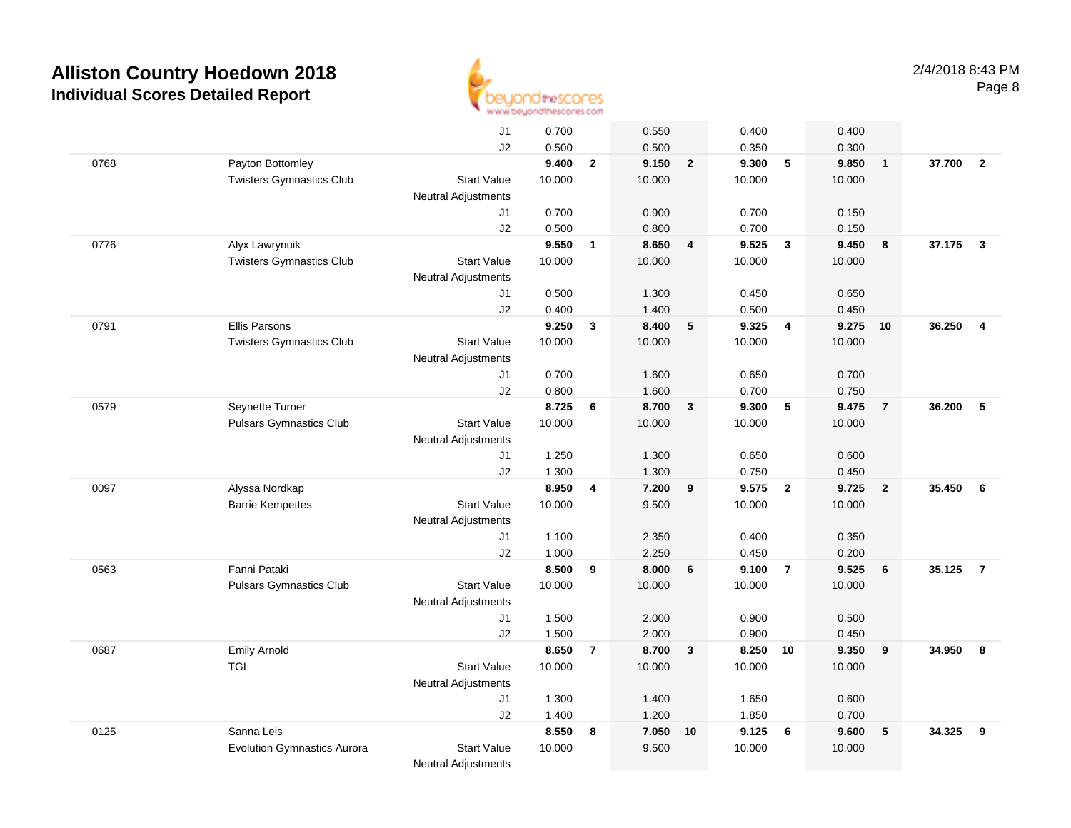# Alliston Country Hoedown 2018

## Individual Scores Detailed Report

2/4/2018 8:43 PM

| # | Name / Club | | Vault | Rank | Bars | Rank | Beam | Rank | Floor | Rank | AA | Rank |
|---|---|---|---|---|---|---|---|---|---|---|---|---|
| | | J1 | 0.700 | | 0.550 | | 0.400 | | 0.400 | | | |
| | | J2 | 0.500 | | 0.500 | | 0.350 | | 0.300 | | | |
| 0768 | Payton Bottomley | | **9.400** | **2** | **9.150** | **2** | **9.300** | **5** | **9.850** | **1** | **37.700** | **2** |
| | Twisters Gymnastics Club | Start Value | 10.000 | | 10.000 | | 10.000 | | 10.000 | | | |
| | | Neutral Adjustments | | | | | | | | | | |
| | | J1 | 0.700 | | 0.900 | | 0.700 | | 0.150 | | | |
| | | J2 | 0.500 | | 0.800 | | 0.700 | | 0.150 | | | |
| 0776 | Alyx Lawrynuik | | **9.550** | **1** | **8.650** | **4** | **9.525** | **3** | **9.450** | **8** | **37.175** | **3** |
| | Twisters Gymnastics Club | Start Value | 10.000 | | 10.000 | | 10.000 | | 10.000 | | | |
| | | Neutral Adjustments | | | | | | | | | | |
| | | J1 | 0.500 | | 1.300 | | 0.450 | | 0.650 | | | |
| | | J2 | 0.400 | | 1.400 | | 0.500 | | 0.450 | | | |
| 0791 | Ellis Parsons | | **9.250** | **3** | **8.400** | **5** | **9.325** | **4** | **9.275** | **10** | **36.250** | **4** |
| | Twisters Gymnastics Club | Start Value | 10.000 | | 10.000 | | 10.000 | | 10.000 | | | |
| | | Neutral Adjustments | | | | | | | | | | |
| | | J1 | 0.700 | | 1.600 | | 0.650 | | 0.700 | | | |
| | | J2 | 0.800 | | 1.600 | | 0.700 | | 0.750 | | | |
| 0579 | Seynette Turner | | **8.725** | **6** | **8.700** | **3** | **9.300** | **5** | **9.475** | **7** | **36.200** | **5** |
| | Pulsars Gymnastics Club | Start Value | 10.000 | | 10.000 | | 10.000 | | 10.000 | | | |
| | | Neutral Adjustments | | | | | | | | | | |
| | | J1 | 1.250 | | 1.300 | | 0.650 | | 0.600 | | | |
| | | J2 | 1.300 | | 1.300 | | 0.750 | | 0.450 | | | |
| 0097 | Alyssa Nordkap | | **8.950** | **4** | **7.200** | **9** | **9.575** | **2** | **9.725** | **2** | **35.450** | **6** |
| | Barrie Kempettes | Start Value | 10.000 | | 9.500 | | 10.000 | | 10.000 | | | |
| | | Neutral Adjustments | | | | | | | | | | |
| | | J1 | 1.100 | | 2.350 | | 0.400 | | 0.350 | | | |
| | | J2 | 1.000 | | 2.250 | | 0.450 | | 0.200 | | | |
| 0563 | Fanni Pataki | | **8.500** | **9** | **8.000** | **6** | **9.100** | **7** | **9.525** | **6** | **35.125** | **7** |
| | Pulsars Gymnastics Club | Start Value | 10.000 | | 10.000 | | 10.000 | | 10.000 | | | |
| | | Neutral Adjustments | | | | | | | | | | |
| | | J1 | 1.500 | | 2.000 | | 0.900 | | 0.500 | | | |
| | | J2 | 1.500 | | 2.000 | | 0.900 | | 0.450 | | | |
| 0687 | Emily Arnold | | **8.650** | **7** | **8.700** | **3** | **8.250** | **10** | **9.350** | **9** | **34.950** | **8** |
| | TGI | Start Value | 10.000 | | 10.000 | | 10.000 | | 10.000 | | | |
| | | Neutral Adjustments | | | | | | | | | | |
| | | J1 | 1.300 | | 1.400 | | 1.650 | | 0.600 | | | |
| | | J2 | 1.400 | | 1.200 | | 1.850 | | 0.700 | | | |
| 0125 | Sanna Leis | | **8.550** | **8** | **7.050** | **10** | **9.125** | **6** | **9.600** | **5** | **34.325** | **9** |
| | Evolution Gymnastics Aurora | Start Value | 10.000 | | 9.500 | | 10.000 | | 10.000 | | | |
| | | Neutral Adjustments | | | | | | | | | | |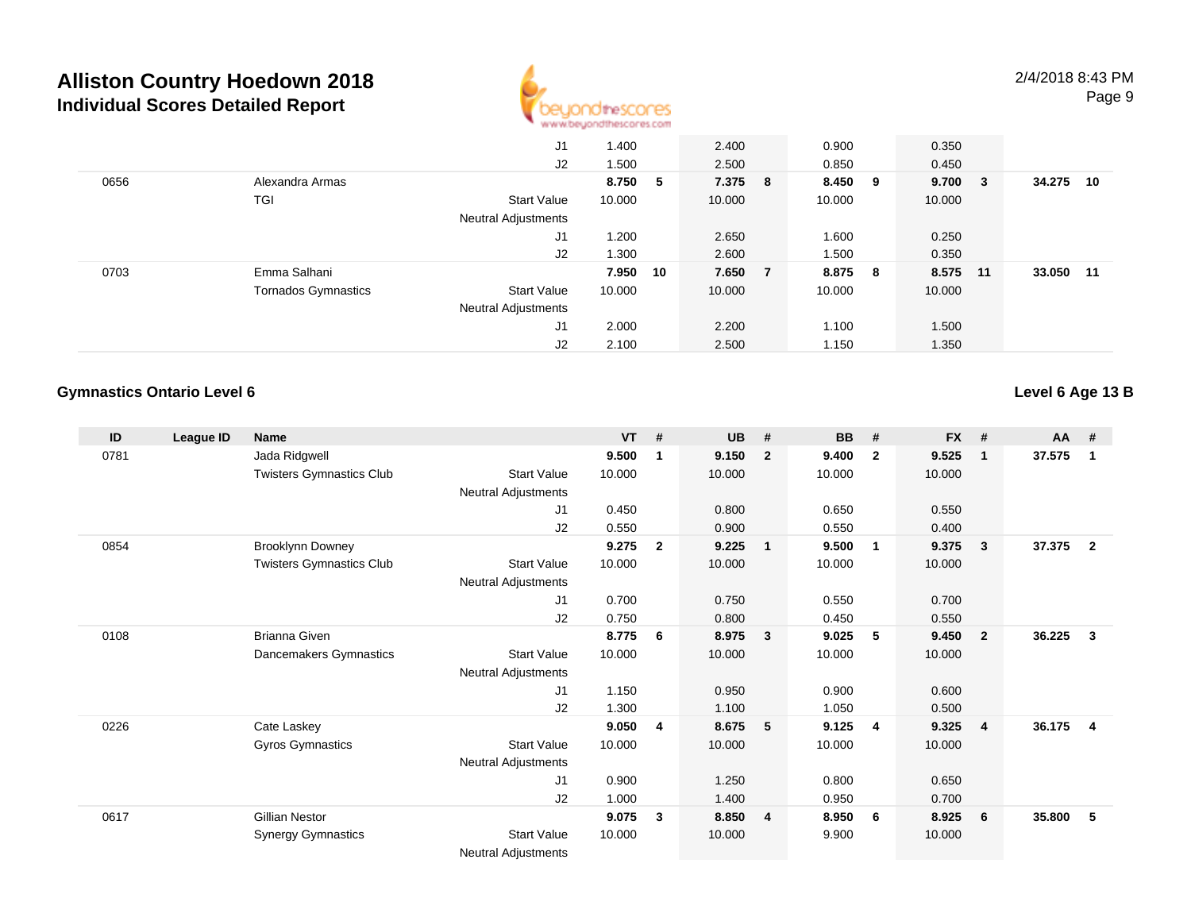# Alliston Country Hoedown 2018

## Individual Scores Detailed Report

| ID | League ID | Name | | VT | # | UB | # | BB | # | FX | # | AA | # |
|---|---|---|---|---|---|---|---|---|---|---|---|---|---|
| | | | J1 | 1.400 | | 2.400 | | 0.900 | | 0.350 | | | |
| | | | J2 | 1.500 | | 2.500 | | 0.850 | | 0.450 | | | |
| 0656 | | Alexandra Armas | | **8.750** | **5** | **7.375** | **8** | **8.450** | **9** | **9.700** | **3** | **34.275** | **10** |
| | | TGI | Start Value | 10.000 | | 10.000 | | 10.000 | | 10.000 | | | |
| | | | Neutral Adjustments | | | | | | | | | | |
| | | | J1 | 1.200 | | 2.650 | | 1.600 | | 0.250 | | | |
| | | | J2 | 1.300 | | 2.600 | | 1.500 | | 0.350 | | | |
| 0703 | | Emma Salhani | | **7.950** | **10** | **7.650** | **7** | **8.875** | **8** | **8.575** | **11** | **33.050** | **11** |
| | | Tornados Gymnastics | Start Value | 10.000 | | 10.000 | | 10.000 | | 10.000 | | | |
| | | | Neutral Adjustments | | | | | | | | | | |
| | | | J1 | 2.000 | | 2.200 | | 1.100 | | 1.500 | | | |
| | | | J2 | 2.100 | | 2.500 | | 1.150 | | 1.350 | | | |

### Gymnastics Ontario Level 6

**Level 6 Age 13 B**

| ID | League ID | Name | | VT | # | UB | # | BB | # | FX | # | AA | # |
|---|---|---|---|---|---|---|---|---|---|---|---|---|---|
| 0781 | | Jada Ridgwell | | **9.500** | **1** | **9.150** | **2** | **9.400** | **2** | **9.525** | **1** | **37.575** | **1** |
| | | Twisters Gymnastics Club | Start Value | 10.000 | | 10.000 | | 10.000 | | 10.000 | | | |
| | | | Neutral Adjustments | | | | | | | | | | |
| | | | J1 | 0.450 | | 0.800 | | 0.650 | | 0.550 | | | |
| | | | J2 | 0.550 | | 0.900 | | 0.550 | | 0.400 | | | |
| 0854 | | Brooklynn Downey | | **9.275** | **2** | **9.225** | **1** | **9.500** | **1** | **9.375** | **3** | **37.375** | **2** |
| | | Twisters Gymnastics Club | Start Value | 10.000 | | 10.000 | | 10.000 | | 10.000 | | | |
| | | | Neutral Adjustments | | | | | | | | | | |
| | | | J1 | 0.700 | | 0.750 | | 0.550 | | 0.700 | | | |
| | | | J2 | 0.750 | | 0.800 | | 0.450 | | 0.550 | | | |
| 0108 | | Brianna Given | | **8.775** | **6** | **8.975** | **3** | **9.025** | **5** | **9.450** | **2** | **36.225** | **3** |
| | | Dancemakers Gymnastics | Start Value | 10.000 | | 10.000 | | 10.000 | | 10.000 | | | |
| | | | Neutral Adjustments | | | | | | | | | | |
| | | | J1 | 1.150 | | 0.950 | | 0.900 | | 0.600 | | | |
| | | | J2 | 1.300 | | 1.100 | | 1.050 | | 0.500 | | | |
| 0226 | | Cate Laskey | | **9.050** | **4** | **8.675** | **5** | **9.125** | **4** | **9.325** | **4** | **36.175** | **4** |
| | | Gyros Gymnastics | Start Value | 10.000 | | 10.000 | | 10.000 | | 10.000 | | | |
| | | | Neutral Adjustments | | | | | | | | | | |
| | | | J1 | 0.900 | | 1.250 | | 0.800 | | 0.650 | | | |
| | | | J2 | 1.000 | | 1.400 | | 0.950 | | 0.700 | | | |
| 0617 | | Gillian Nestor | | **9.075** | **3** | **8.850** | **4** | **8.950** | **6** | **8.925** | **6** | **35.800** | **5** |
| | | Synergy Gymnastics | Start Value | 10.000 | | 10.000 | | 9.900 | | 10.000 | | | |
| | | | Neutral Adjustments | | | | | | | | | | |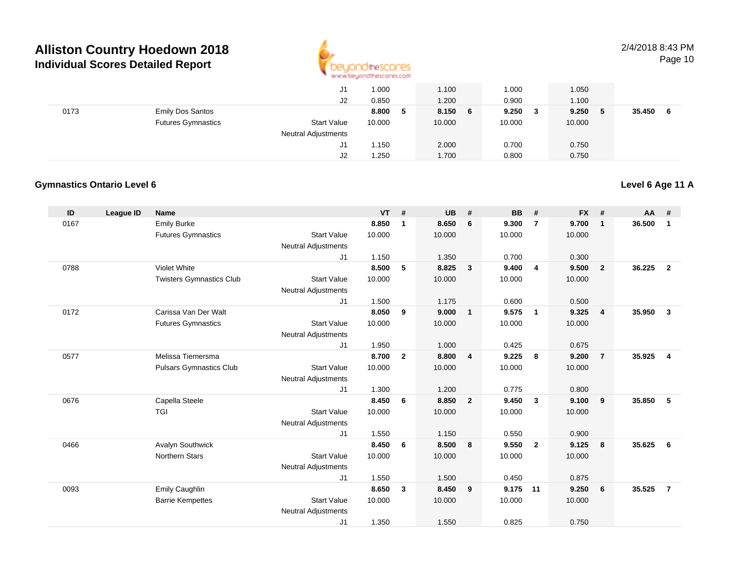# Alliston Country Hoedown 2018
## Individual Scores Detailed Report

| | | | | VT | # | UB | # | BB | # | FX | # | AA | # |
|---|---|---|---|---|---|---|---|---|---|---|---|---|---|
| | | | J1 | 1.000 | | 1.100 | | 1.000 | | 1.050 | | | |
| | | | J2 | 0.850 | | 1.200 | | 0.900 | | 1.100 | | | |
| 0173 | | Emily Dos Santos | | 8.800 | 5 | 8.150 | 6 | 9.250 | 3 | 9.250 | 5 | 35.450 | 6 |
| | | Futures Gymnastics | Start Value | 10.000 | | 10.000 | | 10.000 | | 10.000 | | | |
| | | | Neutral Adjustments | | | | | | | | | | |
| | | | J1 | 1.150 | | 2.000 | | 0.700 | | 0.750 | | | |
| | | | J2 | 1.250 | | 1.700 | | 0.800 | | 0.750 | | | |

### Gymnastics Ontario Level 6

**Level 6 Age 11 A**

| ID | League ID | Name | | VT | # | UB | # | BB | # | FX | # | AA | # |
|---|---|---|---|---|---|---|---|---|---|---|---|---|---|
| 0167 | | Emily Burke | | 8.850 | 1 | 8.650 | 6 | 9.300 | 7 | 9.700 | 1 | 36.500 | 1 |
| | | Futures Gymnastics | Start Value | 10.000 | | 10.000 | | 10.000 | | 10.000 | | | |
| | | | Neutral Adjustments | | | | | | | | | | |
| | | | J1 | 1.150 | | 1.350 | | 0.700 | | 0.300 | | | |
| 0788 | | Violet White | | 8.500 | 5 | 8.825 | 3 | 9.400 | 4 | 9.500 | 2 | 36.225 | 2 |
| | | Twisters Gymnastics Club | Start Value | 10.000 | | 10.000 | | 10.000 | | 10.000 | | | |
| | | | Neutral Adjustments | | | | | | | | | | |
| | | | J1 | 1.500 | | 1.175 | | 0.600 | | 0.500 | | | |
| 0172 | | Carissa Van Der Walt | | 8.050 | 9 | 9.000 | 1 | 9.575 | 1 | 9.325 | 4 | 35.950 | 3 |
| | | Futures Gymnastics | Start Value | 10.000 | | 10.000 | | 10.000 | | 10.000 | | | |
| | | | Neutral Adjustments | | | | | | | | | | |
| | | | J1 | 1.950 | | 1.000 | | 0.425 | | 0.675 | | | |
| 0577 | | Melissa Tiemersma | | 8.700 | 2 | 8.800 | 4 | 9.225 | 8 | 9.200 | 7 | 35.925 | 4 |
| | | Pulsars Gymnastics Club | Start Value | 10.000 | | 10.000 | | 10.000 | | 10.000 | | | |
| | | | Neutral Adjustments | | | | | | | | | | |
| | | | J1 | 1.300 | | 1.200 | | 0.775 | | 0.800 | | | |
| 0676 | | Capella Steele | | 8.450 | 6 | 8.850 | 2 | 9.450 | 3 | 9.100 | 9 | 35.850 | 5 |
| | | TGI | Start Value | 10.000 | | 10.000 | | 10.000 | | 10.000 | | | |
| | | | Neutral Adjustments | | | | | | | | | | |
| | | | J1 | 1.550 | | 1.150 | | 0.550 | | 0.900 | | | |
| 0466 | | Avalyn Southwick | | 8.450 | 6 | 8.500 | 8 | 9.550 | 2 | 9.125 | 8 | 35.625 | 6 |
| | | Northern Stars | Start Value | 10.000 | | 10.000 | | 10.000 | | 10.000 | | | |
| | | | Neutral Adjustments | | | | | | | | | | |
| | | | J1 | 1.550 | | 1.500 | | 0.450 | | 0.875 | | | |
| 0093 | | Emily Caughlin | | 8.650 | 3 | 8.450 | 9 | 9.175 | 11 | 9.250 | 6 | 35.525 | 7 |
| | | Barrie Kempettes | Start Value | 10.000 | | 10.000 | | 10.000 | | 10.000 | | | |
| | | | Neutral Adjustments | | | | | | | | | | |
| | | | J1 | 1.350 | | 1.550 | | 0.825 | | 0.750 | | | |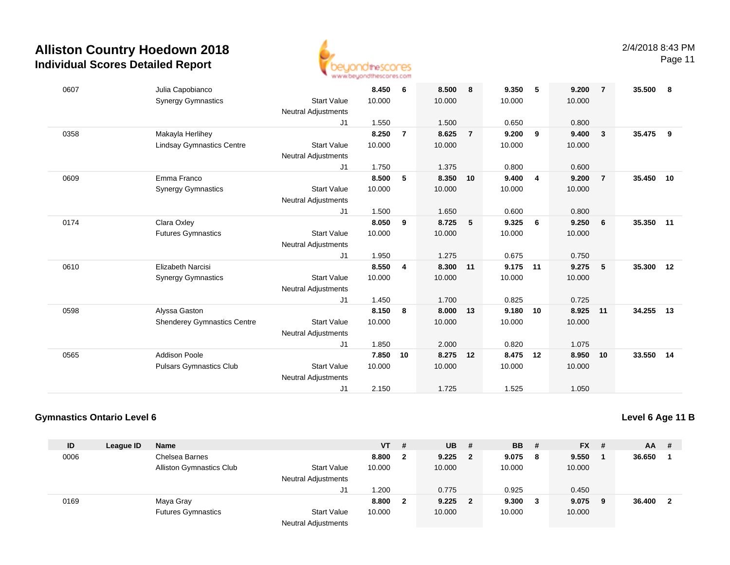| ID | League ID | Name | | VT | # | UB | # | BB | # | FX | # | AA | # |
|---|---|---|---|---|---|---|---|---|---|---|---|---|---|
| 0607 | | Julia Capobianco | | 8.450 | 6 | 8.500 | 8 | 9.350 | 5 | 9.200 | 7 | 35.500 | 8 |
| | | Synergy Gymnastics | Start Value | 10.000 | | 10.000 | | 10.000 | | 10.000 | | | |
| | | | Neutral Adjustments | | | | | | | | | | |
| | | | J1 | 1.550 | | 1.500 | | 0.650 | | 0.800 | | | |
| 0358 | | Makayla Herlihey | | 8.250 | 7 | 8.625 | 7 | 9.200 | 9 | 9.400 | 3 | 35.475 | 9 |
| | | Lindsay Gymnastics Centre | Start Value | 10.000 | | 10.000 | | 10.000 | | 10.000 | | | |
| | | | Neutral Adjustments | | | | | | | | | | |
| | | | J1 | 1.750 | | 1.375 | | 0.800 | | 0.600 | | | |
| 0609 | | Emma Franco | | 8.500 | 5 | 8.350 | 10 | 9.400 | 4 | 9.200 | 7 | 35.450 | 10 |
| | | Synergy Gymnastics | Start Value | 10.000 | | 10.000 | | 10.000 | | 10.000 | | | |
| | | | Neutral Adjustments | | | | | | | | | | |
| | | | J1 | 1.500 | | 1.650 | | 0.600 | | 0.800 | | | |
| 0174 | | Clara Oxley | | 8.050 | 9 | 8.725 | 5 | 9.325 | 6 | 9.250 | 6 | 35.350 | 11 |
| | | Futures Gymnastics | Start Value | 10.000 | | 10.000 | | 10.000 | | 10.000 | | | |
| | | | Neutral Adjustments | | | | | | | | | | |
| | | | J1 | 1.950 | | 1.275 | | 0.675 | | 0.750 | | | |
| 0610 | | Elizabeth Narcisi | | 8.550 | 4 | 8.300 | 11 | 9.175 | 11 | 9.275 | 5 | 35.300 | 12 |
| | | Synergy Gymnastics | Start Value | 10.000 | | 10.000 | | 10.000 | | 10.000 | | | |
| | | | Neutral Adjustments | | | | | | | | | | |
| | | | J1 | 1.450 | | 1.700 | | 0.825 | | 0.725 | | | |
| 0598 | | Alyssa Gaston | | 8.150 | 8 | 8.000 | 13 | 9.180 | 10 | 8.925 | 11 | 34.255 | 13 |
| | | Shenderey Gymnastics Centre | Start Value | 10.000 | | 10.000 | | 10.000 | | 10.000 | | | |
| | | | Neutral Adjustments | | | | | | | | | | |
| | | | J1 | 1.850 | | 2.000 | | 0.820 | | 1.075 | | | |
| 0565 | | Addison Poole | | 7.850 | 10 | 8.275 | 12 | 8.475 | 12 | 8.950 | 10 | 33.550 | 14 |
| | | Pulsars Gymnastics Club | Start Value | 10.000 | | 10.000 | | 10.000 | | 10.000 | | | |
| | | | Neutral Adjustments | | | | | | | | | | |
| | | | J1 | 2.150 | | 1.725 | | 1.525 | | 1.050 | | | |

**Gymnastics Ontario Level 6** — **Level 6 Age 11 B**

| ID | League ID | Name | | VT | # | UB | # | BB | # | FX | # | AA | # |
|---|---|---|---|---|---|---|---|---|---|---|---|---|---|
| 0006 | | Chelsea Barnes | | 8.800 | 2 | 9.225 | 2 | 9.075 | 8 | 9.550 | 1 | 36.650 | 1 |
| | | Alliston Gymnastics Club | Start Value | 10.000 | | 10.000 | | 10.000 | | 10.000 | | | |
| | | | Neutral Adjustments | | | | | | | | | | |
| | | | J1 | 1.200 | | 0.775 | | 0.925 | | 0.450 | | | |
| 0169 | | Maya Gray | | 8.800 | 2 | 9.225 | 2 | 9.300 | 3 | 9.075 | 9 | 36.400 | 2 |
| | | Futures Gymnastics | Start Value | 10.000 | | 10.000 | | 10.000 | | 10.000 | | | |
| | | | Neutral Adjustments | | | | | | | | | | |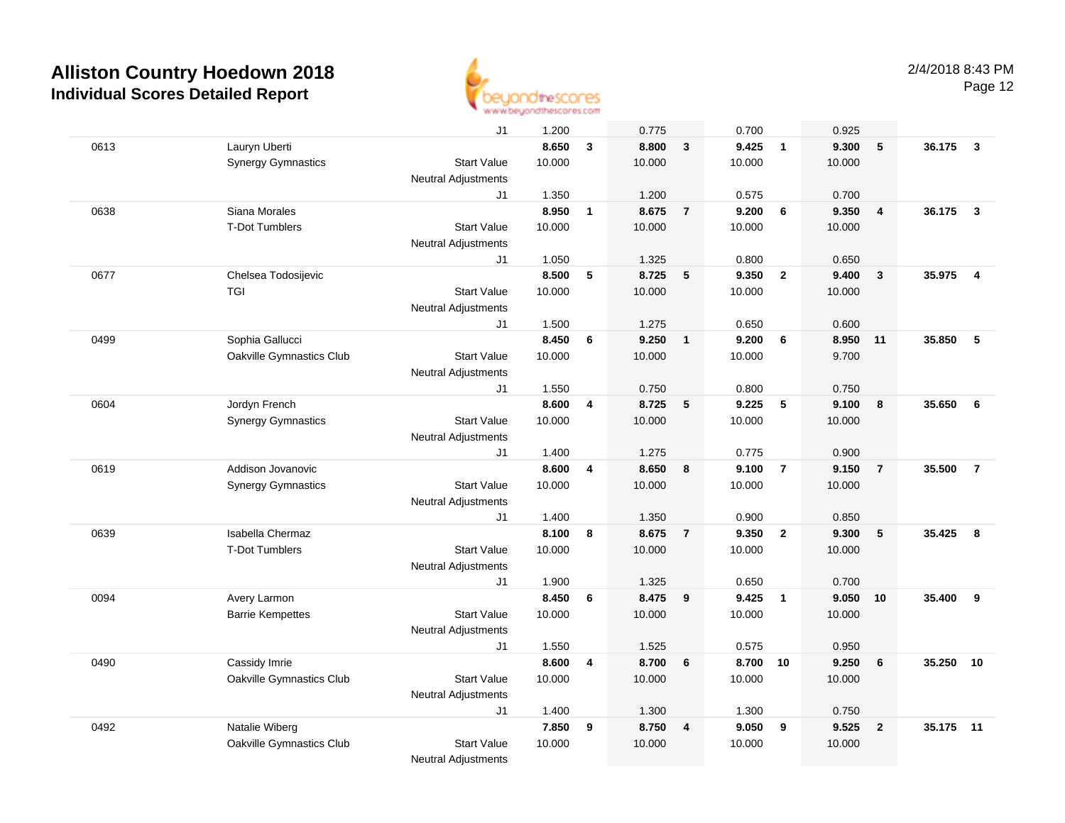# Alliston Country Hoedown 2018
## Individual Scores Detailed Report

2/4/2018 8:43 PM

| | | | | | | | | | | | | |
|---|---|---|---|---|---|---|---|---|---|---|---|---|
| | | J1 | 1.200 | | 0.775 | | 0.700 | | 0.925 | | | |
| 0613 | Lauryn Uberti | | **8.650** | **3** | **8.800** | **3** | **9.425** | **1** | **9.300** | **5** | **36.175** | **3** |
| | Synergy Gymnastics | Start Value | 10.000 | | 10.000 | | 10.000 | | 10.000 | | | |
| | | Neutral Adjustments | | | | | | | | | | |
| | | J1 | 1.350 | | 1.200 | | 0.575 | | 0.700 | | | |
| 0638 | Siana Morales | | **8.950** | **1** | **8.675** | **7** | **9.200** | **6** | **9.350** | **4** | **36.175** | **3** |
| | T-Dot Tumblers | Start Value | 10.000 | | 10.000 | | 10.000 | | 10.000 | | | |
| | | Neutral Adjustments | | | | | | | | | | |
| | | J1 | 1.050 | | 1.325 | | 0.800 | | 0.650 | | | |
| 0677 | Chelsea Todosijevic | | **8.500** | **5** | **8.725** | **5** | **9.350** | **2** | **9.400** | **3** | **35.975** | **4** |
| | TGI | Start Value | 10.000 | | 10.000 | | 10.000 | | 10.000 | | | |
| | | Neutral Adjustments | | | | | | | | | | |
| | | J1 | 1.500 | | 1.275 | | 0.650 | | 0.600 | | | |
| 0499 | Sophia Gallucci | | **8.450** | **6** | **9.250** | **1** | **9.200** | **6** | **8.950** | **11** | **35.850** | **5** |
| | Oakville Gymnastics Club | Start Value | 10.000 | | 10.000 | | 10.000 | | 9.700 | | | |
| | | Neutral Adjustments | | | | | | | | | | |
| | | J1 | 1.550 | | 0.750 | | 0.800 | | 0.750 | | | |
| 0604 | Jordyn French | | **8.600** | **4** | **8.725** | **5** | **9.225** | **5** | **9.100** | **8** | **35.650** | **6** |
| | Synergy Gymnastics | Start Value | 10.000 | | 10.000 | | 10.000 | | 10.000 | | | |
| | | Neutral Adjustments | | | | | | | | | | |
| | | J1 | 1.400 | | 1.275 | | 0.775 | | 0.900 | | | |
| 0619 | Addison Jovanovic | | **8.600** | **4** | **8.650** | **8** | **9.100** | **7** | **9.150** | **7** | **35.500** | **7** |
| | Synergy Gymnastics | Start Value | 10.000 | | 10.000 | | 10.000 | | 10.000 | | | |
| | | Neutral Adjustments | | | | | | | | | | |
| | | J1 | 1.400 | | 1.350 | | 0.900 | | 0.850 | | | |
| 0639 | Isabella Chermaz | | **8.100** | **8** | **8.675** | **7** | **9.350** | **2** | **9.300** | **5** | **35.425** | **8** |
| | T-Dot Tumblers | Start Value | 10.000 | | 10.000 | | 10.000 | | 10.000 | | | |
| | | Neutral Adjustments | | | | | | | | | | |
| | | J1 | 1.900 | | 1.325 | | 0.650 | | 0.700 | | | |
| 0094 | Avery Larmon | | **8.450** | **6** | **8.475** | **9** | **9.425** | **1** | **9.050** | **10** | **35.400** | **9** |
| | Barrie Kempettes | Start Value | 10.000 | | 10.000 | | 10.000 | | 10.000 | | | |
| | | Neutral Adjustments | | | | | | | | | | |
| | | J1 | 1.550 | | 1.525 | | 0.575 | | 0.950 | | | |
| 0490 | Cassidy Imrie | | **8.600** | **4** | **8.700** | **6** | **8.700** | **10** | **9.250** | **6** | **35.250** | **10** |
| | Oakville Gymnastics Club | Start Value | 10.000 | | 10.000 | | 10.000 | | 10.000 | | | |
| | | Neutral Adjustments | | | | | | | | | | |
| | | J1 | 1.400 | | 1.300 | | 1.300 | | 0.750 | | | |
| 0492 | Natalie Wiberg | | **7.850** | **9** | **8.750** | **4** | **9.050** | **9** | **9.525** | **2** | **35.175** | **11** |
| | Oakville Gymnastics Club | Start Value | 10.000 | | 10.000 | | 10.000 | | 10.000 | | | |
| | | Neutral Adjustments | | | | | | | | | | |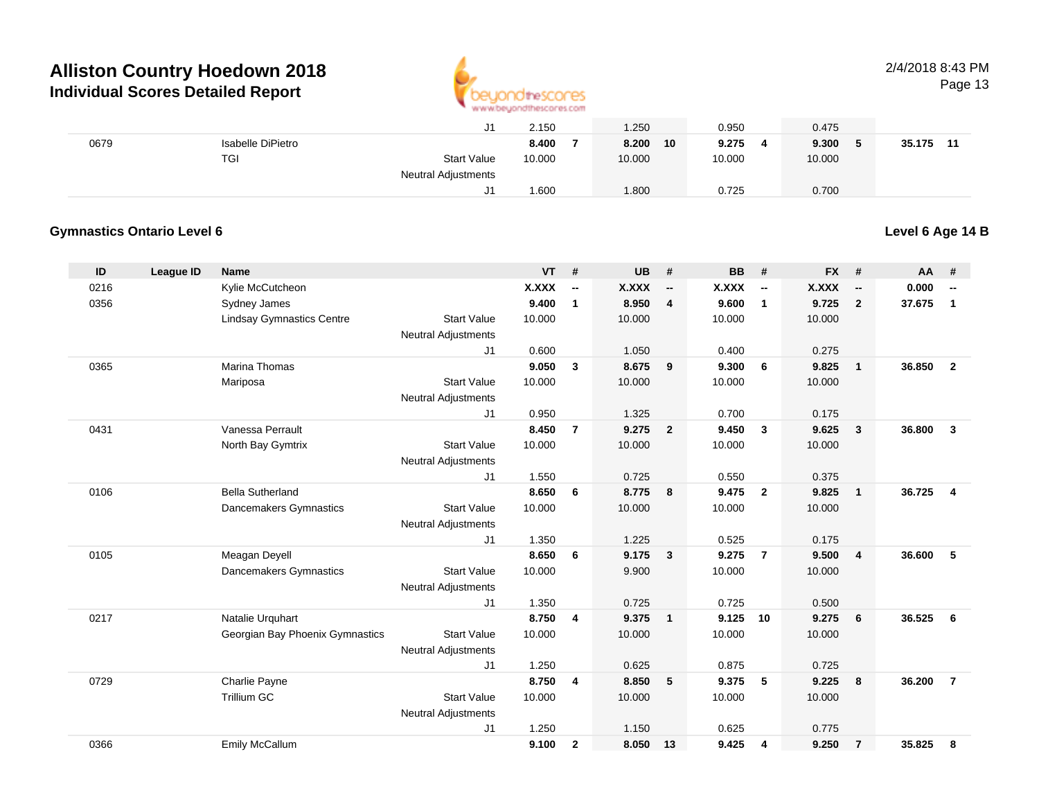| | | | | VT | # | UB | # | BB | # | FX | # | AA | # |
|---|---|---|---|---|---|---|---|---|---|---|---|---|---|
| | | | J1 | 2.150 | | 1.250 | | 0.950 | | 0.475 | | | |
| 0679 | | Isabelle DiPietro | | **8.400** | **7** | **8.200** | **10** | **9.275** | **4** | **9.300** | **5** | **35.175** | **11** |
| | | TGI | Start Value | 10.000 | | 10.000 | | 10.000 | | 10.000 | | | |
| | | | Neutral Adjustments | | | | | | | | | | |
| | | | J1 | 1.600 | | 1.800 | | 0.725 | | 0.700 | | | |

### Gymnastics Ontario Level 6

### Level 6 Age 14 B

| ID | League ID | Name | | VT | # | UB | # | BB | # | FX | # | AA | # |
|---|---|---|---|---|---|---|---|---|---|---|---|---|---|
| 0216 | | Kylie McCutcheon | | **X.XXX** | **--** | **X.XXX** | **--** | **X.XXX** | **--** | **X.XXX** | **--** | **0.000** | **--** |
| 0356 | | Sydney James | | **9.400** | **1** | **8.950** | **4** | **9.600** | **1** | **9.725** | **2** | **37.675** | **1** |
| | | Lindsay Gymnastics Centre | Start Value | 10.000 | | 10.000 | | 10.000 | | 10.000 | | | |
| | | | Neutral Adjustments | | | | | | | | | | |
| | | | J1 | 0.600 | | 1.050 | | 0.400 | | 0.275 | | | |
| 0365 | | Marina Thomas | | **9.050** | **3** | **8.675** | **9** | **9.300** | **6** | **9.825** | **1** | **36.850** | **2** |
| | | Mariposa | Start Value | 10.000 | | 10.000 | | 10.000 | | 10.000 | | | |
| | | | Neutral Adjustments | | | | | | | | | | |
| | | | J1 | 0.950 | | 1.325 | | 0.700 | | 0.175 | | | |
| 0431 | | Vanessa Perrault | | **8.450** | **7** | **9.275** | **2** | **9.450** | **3** | **9.625** | **3** | **36.800** | **3** |
| | | North Bay Gymtrix | Start Value | 10.000 | | 10.000 | | 10.000 | | 10.000 | | | |
| | | | Neutral Adjustments | | | | | | | | | | |
| | | | J1 | 1.550 | | 0.725 | | 0.550 | | 0.375 | | | |
| 0106 | | Bella Sutherland | | **8.650** | **6** | **8.775** | **8** | **9.475** | **2** | **9.825** | **1** | **36.725** | **4** |
| | | Dancemakers Gymnastics | Start Value | 10.000 | | 10.000 | | 10.000 | | 10.000 | | | |
| | | | Neutral Adjustments | | | | | | | | | | |
| | | | J1 | 1.350 | | 1.225 | | 0.525 | | 0.175 | | | |
| 0105 | | Meagan Deyell | | **8.650** | **6** | **9.175** | **3** | **9.275** | **7** | **9.500** | **4** | **36.600** | **5** |
| | | Dancemakers Gymnastics | Start Value | 10.000 | | 9.900 | | 10.000 | | 10.000 | | | |
| | | | Neutral Adjustments | | | | | | | | | | |
| | | | J1 | 1.350 | | 0.725 | | 0.725 | | 0.500 | | | |
| 0217 | | Natalie Urquhart | | **8.750** | **4** | **9.375** | **1** | **9.125** | **10** | **9.275** | **6** | **36.525** | **6** |
| | | Georgian Bay Phoenix Gymnastics | Start Value | 10.000 | | 10.000 | | 10.000 | | 10.000 | | | |
| | | | Neutral Adjustments | | | | | | | | | | |
| | | | J1 | 1.250 | | 0.625 | | 0.875 | | 0.725 | | | |
| 0729 | | Charlie Payne | | **8.750** | **4** | **8.850** | **5** | **9.375** | **5** | **9.225** | **8** | **36.200** | **7** |
| | | Trillium GC | Start Value | 10.000 | | 10.000 | | 10.000 | | 10.000 | | | |
| | | | Neutral Adjustments | | | | | | | | | | |
| | | | J1 | 1.250 | | 1.150 | | 0.625 | | 0.775 | | | |
| 0366 | | Emily McCallum | | **9.100** | **2** | **8.050** | **13** | **9.425** | **4** | **9.250** | **7** | **35.825** | **8** |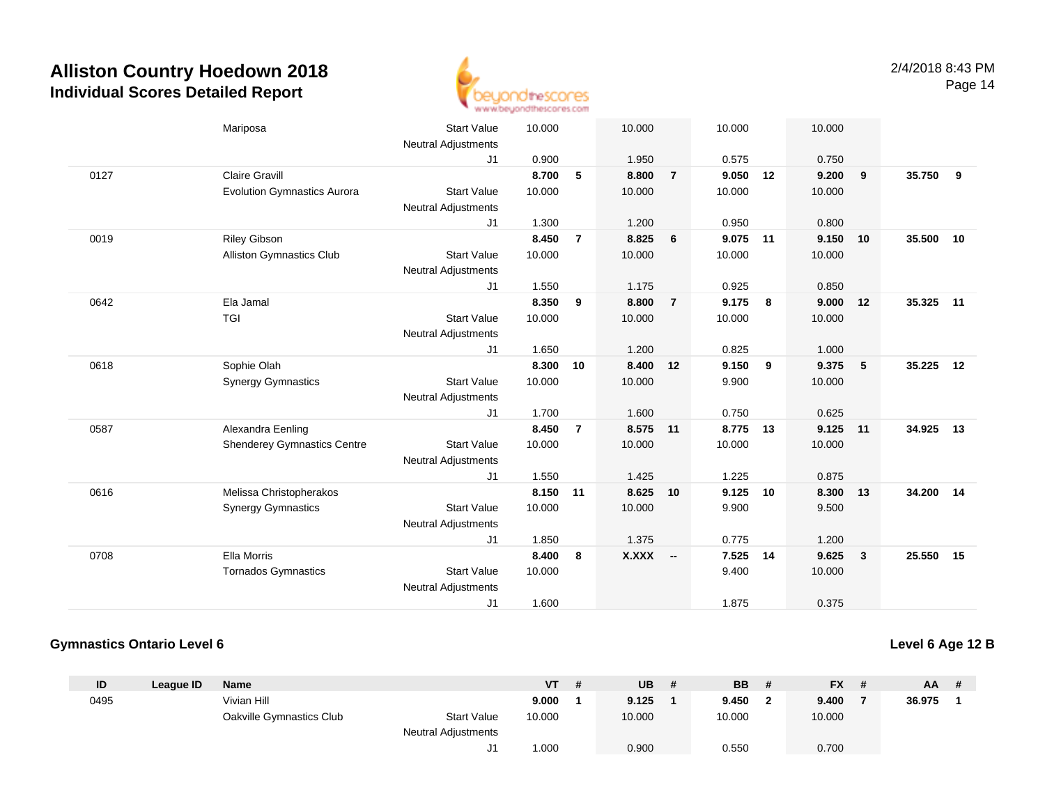| ID | League ID | Name | | VT | # | UB | # | BB | # | FX | # | AA | # |
|---|---|---|---|---|---|---|---|---|---|---|---|---|---|
| | | Mariposa | Start Value | 10.000 | | 10.000 | | 10.000 | | 10.000 | | | |
| | | | Neutral Adjustments | | | | | | | | | | |
| | | | J1 | 0.900 | | 1.950 | | 0.575 | | 0.750 | | | |
| 0127 | | Claire Gravill | | 8.700 | 5 | 8.800 | 7 | 9.050 | 12 | 9.200 | 9 | 35.750 | 9 |
| | | Evolution Gymnastics Aurora | Start Value | 10.000 | | 10.000 | | 10.000 | | 10.000 | | | |
| | | | Neutral Adjustments | | | | | | | | | | |
| | | | J1 | 1.300 | | 1.200 | | 0.950 | | 0.800 | | | |
| 0019 | | Riley Gibson | | 8.450 | 7 | 8.825 | 6 | 9.075 | 11 | 9.150 | 10 | 35.500 | 10 |
| | | Alliston Gymnastics Club | Start Value | 10.000 | | 10.000 | | 10.000 | | 10.000 | | | |
| | | | Neutral Adjustments | | | | | | | | | | |
| | | | J1 | 1.550 | | 1.175 | | 0.925 | | 0.850 | | | |
| 0642 | | Ela Jamal | | 8.350 | 9 | 8.800 | 7 | 9.175 | 8 | 9.000 | 12 | 35.325 | 11 |
| | | TGI | Start Value | 10.000 | | 10.000 | | 10.000 | | 10.000 | | | |
| | | | Neutral Adjustments | | | | | | | | | | |
| | | | J1 | 1.650 | | 1.200 | | 0.825 | | 1.000 | | | |
| 0618 | | Sophie Olah | | 8.300 | 10 | 8.400 | 12 | 9.150 | 9 | 9.375 | 5 | 35.225 | 12 |
| | | Synergy Gymnastics | Start Value | 10.000 | | 10.000 | | 9.900 | | 10.000 | | | |
| | | | Neutral Adjustments | | | | | | | | | | |
| | | | J1 | 1.700 | | 1.600 | | 0.750 | | 0.625 | | | |
| 0587 | | Alexandra Eenling | | 8.450 | 7 | 8.575 | 11 | 8.775 | 13 | 9.125 | 11 | 34.925 | 13 |
| | | Shenderey Gymnastics Centre | Start Value | 10.000 | | 10.000 | | 10.000 | | 10.000 | | | |
| | | | Neutral Adjustments | | | | | | | | | | |
| | | | J1 | 1.550 | | 1.425 | | 1.225 | | 0.875 | | | |
| 0616 | | Melissa Christopherakos | | 8.150 | 11 | 8.625 | 10 | 9.125 | 10 | 8.300 | 13 | 34.200 | 14 |
| | | Synergy Gymnastics | Start Value | 10.000 | | 10.000 | | 9.900 | | 9.500 | | | |
| | | | Neutral Adjustments | | | | | | | | | | |
| | | | J1 | 1.850 | | 1.375 | | 0.775 | | 1.200 | | | |
| 0708 | | Ella Morris | | 8.400 | 8 | X.XXX | -- | 7.525 | 14 | 9.625 | 3 | 25.550 | 15 |
| | | Tornados Gymnastics | Start Value | 10.000 | | | | 9.400 | | 10.000 | | | |
| | | | Neutral Adjustments | | | | | | | | | | |
| | | | J1 | 1.600 | | | | 1.875 | | 0.375 | | | |

## Gymnastics Ontario Level 6

**Level 6 Age 12 B**

| ID | League ID | Name | | VT | # | UB | # | BB | # | FX | # | AA | # |
|---|---|---|---|---|---|---|---|---|---|---|---|---|---|
| 0495 | | Vivian Hill | | 9.000 | 1 | 9.125 | 1 | 9.450 | 2 | 9.400 | 7 | 36.975 | 1 |
| | | Oakville Gymnastics Club | Start Value | 10.000 | | 10.000 | | 10.000 | | 10.000 | | | |
| | | | Neutral Adjustments | | | | | | | | | | |
| | | | J1 | 1.000 | | 0.900 | | 0.550 | | 0.700 | | | |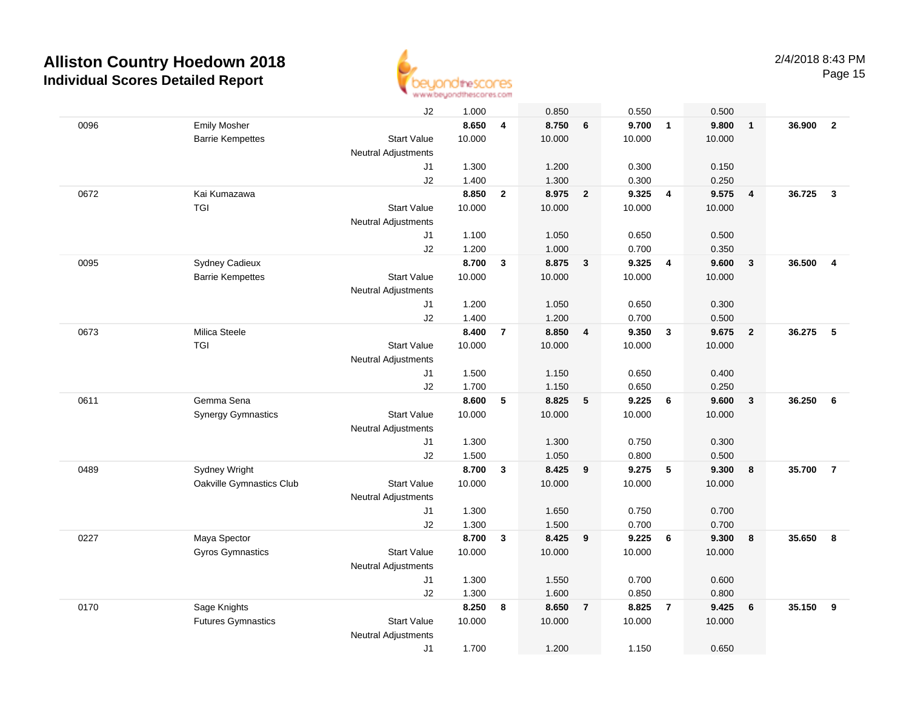# Alliston Country Hoedown 2018

## Individual Scores Detailed Report

2/4/2018 8:43 PM

| | | | | | | | | | | | | |
|---|---|---|---|---|---|---|---|---|---|---|---|---|
| | | J2 | 1.000 | | 0.850 | | 0.550 | | 0.500 | | | |
| 0096 | Emily Mosher | | **8.650** | **4** | **8.750** | **6** | **9.700** | **1** | **9.800** | **1** | **36.900** | **2** |
| | Barrie Kempettes | Start Value | 10.000 | | 10.000 | | 10.000 | | 10.000 | | | |
| | | Neutral Adjustments | | | | | | | | | | |
| | | J1 | 1.300 | | 1.200 | | 0.300 | | 0.150 | | | |
| | | J2 | 1.400 | | 1.300 | | 0.300 | | 0.250 | | | |
| 0672 | Kai Kumazawa | | **8.850** | **2** | **8.975** | **2** | **9.325** | **4** | **9.575** | **4** | **36.725** | **3** |
| | TGI | Start Value | 10.000 | | 10.000 | | 10.000 | | 10.000 | | | |
| | | Neutral Adjustments | | | | | | | | | | |
| | | J1 | 1.100 | | 1.050 | | 0.650 | | 0.500 | | | |
| | | J2 | 1.200 | | 1.000 | | 0.700 | | 0.350 | | | |
| 0095 | Sydney Cadieux | | **8.700** | **3** | **8.875** | **3** | **9.325** | **4** | **9.600** | **3** | **36.500** | **4** |
| | Barrie Kempettes | Start Value | 10.000 | | 10.000 | | 10.000 | | 10.000 | | | |
| | | Neutral Adjustments | | | | | | | | | | |
| | | J1 | 1.200 | | 1.050 | | 0.650 | | 0.300 | | | |
| | | J2 | 1.400 | | 1.200 | | 0.700 | | 0.500 | | | |
| 0673 | Milica Steele | | **8.400** | **7** | **8.850** | **4** | **9.350** | **3** | **9.675** | **2** | **36.275** | **5** |
| | TGI | Start Value | 10.000 | | 10.000 | | 10.000 | | 10.000 | | | |
| | | Neutral Adjustments | | | | | | | | | | |
| | | J1 | 1.500 | | 1.150 | | 0.650 | | 0.400 | | | |
| | | J2 | 1.700 | | 1.150 | | 0.650 | | 0.250 | | | |
| 0611 | Gemma Sena | | **8.600** | **5** | **8.825** | **5** | **9.225** | **6** | **9.600** | **3** | **36.250** | **6** |
| | Synergy Gymnastics | Start Value | 10.000 | | 10.000 | | 10.000 | | 10.000 | | | |
| | | Neutral Adjustments | | | | | | | | | | |
| | | J1 | 1.300 | | 1.300 | | 0.750 | | 0.300 | | | |
| | | J2 | 1.500 | | 1.050 | | 0.800 | | 0.500 | | | |
| 0489 | Sydney Wright | | **8.700** | **3** | **8.425** | **9** | **9.275** | **5** | **9.300** | **8** | **35.700** | **7** |
| | Oakville Gymnastics Club | Start Value | 10.000 | | 10.000 | | 10.000 | | 10.000 | | | |
| | | Neutral Adjustments | | | | | | | | | | |
| | | J1 | 1.300 | | 1.650 | | 0.750 | | 0.700 | | | |
| | | J2 | 1.300 | | 1.500 | | 0.700 | | 0.700 | | | |
| 0227 | Maya Spector | | **8.700** | **3** | **8.425** | **9** | **9.225** | **6** | **9.300** | **8** | **35.650** | **8** |
| | Gyros Gymnastics | Start Value | 10.000 | | 10.000 | | 10.000 | | 10.000 | | | |
| | | Neutral Adjustments | | | | | | | | | | |
| | | J1 | 1.300 | | 1.550 | | 0.700 | | 0.600 | | | |
| | | J2 | 1.300 | | 1.600 | | 0.850 | | 0.800 | | | |
| 0170 | Sage Knights | | **8.250** | **8** | **8.650** | **7** | **8.825** | **7** | **9.425** | **6** | **35.150** | **9** |
| | Futures Gymnastics | Start Value | 10.000 | | 10.000 | | 10.000 | | 10.000 | | | |
| | | Neutral Adjustments | | | | | | | | | | |
| | | J1 | 1.700 | | 1.200 | | 1.150 | | 0.650 | | | |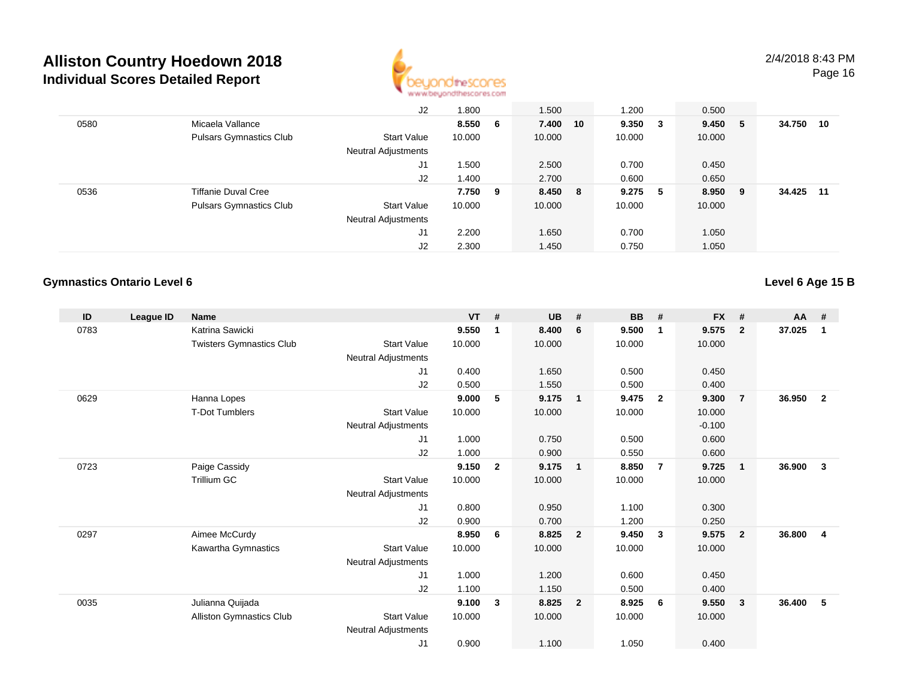# Alliston Country Hoedown 2018
## Individual Scores Detailed Report

| ID | League ID | Name | | VT | # | UB | # | BB | # | FX | # | AA | # |
|---|---|---|---|---|---|---|---|---|---|---|---|---|---|
| | | | J2 | 1.800 | | 1.500 | | 1.200 | | 0.500 | | | |
| 0580 | | Micaela Vallance | | **8.550** | **6** | **7.400** | **10** | **9.350** | **3** | **9.450** | **5** | **34.750** | **10** |
| | | Pulsars Gymnastics Club | Start Value | 10.000 | | 10.000 | | 10.000 | | 10.000 | | | |
| | | | Neutral Adjustments | | | | | | | | | | |
| | | | J1 | 1.500 | | 2.500 | | 0.700 | | 0.450 | | | |
| | | | J2 | 1.400 | | 2.700 | | 0.600 | | 0.650 | | | |
| 0536 | | Tiffanie Duval Cree | | **7.750** | **9** | **8.450** | **8** | **9.275** | **5** | **8.950** | **9** | **34.425** | **11** |
| | | Pulsars Gymnastics Club | Start Value | 10.000 | | 10.000 | | 10.000 | | 10.000 | | | |
| | | | Neutral Adjustments | | | | | | | | | | |
| | | | J1 | 2.200 | | 1.650 | | 0.700 | | 1.050 | | | |
| | | | J2 | 2.300 | | 1.450 | | 0.750 | | 1.050 | | | |

### Gymnastics Ontario Level 6

### Level 6 Age 15 B

| ID | League ID | Name | | VT | # | UB | # | BB | # | FX | # | AA | # |
|---|---|---|---|---|---|---|---|---|---|---|---|---|---|
| 0783 | | Katrina Sawicki | | **9.550** | **1** | **8.400** | **6** | **9.500** | **1** | **9.575** | **2** | **37.025** | **1** |
| | | Twisters Gymnastics Club | Start Value | 10.000 | | 10.000 | | 10.000 | | 10.000 | | | |
| | | | Neutral Adjustments | | | | | | | | | | |
| | | | J1 | 0.400 | | 1.650 | | 0.500 | | 0.450 | | | |
| | | | J2 | 0.500 | | 1.550 | | 0.500 | | 0.400 | | | |
| 0629 | | Hanna Lopes | | **9.000** | **5** | **9.175** | **1** | **9.475** | **2** | **9.300** | **7** | **36.950** | **2** |
| | | T-Dot Tumblers | Start Value | 10.000 | | 10.000 | | 10.000 | | 10.000 | | | |
| | | | Neutral Adjustments | | | | | | | -0.100 | | | |
| | | | J1 | 1.000 | | 0.750 | | 0.500 | | 0.600 | | | |
| | | | J2 | 1.000 | | 0.900 | | 0.550 | | 0.600 | | | |
| 0723 | | Paige Cassidy | | **9.150** | **2** | **9.175** | **1** | **8.850** | **7** | **9.725** | **1** | **36.900** | **3** |
| | | Trillium GC | Start Value | 10.000 | | 10.000 | | 10.000 | | 10.000 | | | |
| | | | Neutral Adjustments | | | | | | | | | | |
| | | | J1 | 0.800 | | 0.950 | | 1.100 | | 0.300 | | | |
| | | | J2 | 0.900 | | 0.700 | | 1.200 | | 0.250 | | | |
| 0297 | | Aimee McCurdy | | **8.950** | **6** | **8.825** | **2** | **9.450** | **3** | **9.575** | **2** | **36.800** | **4** |
| | | Kawartha Gymnastics | Start Value | 10.000 | | 10.000 | | 10.000 | | 10.000 | | | |
| | | | Neutral Adjustments | | | | | | | | | | |
| | | | J1 | 1.000 | | 1.200 | | 0.600 | | 0.450 | | | |
| | | | J2 | 1.100 | | 1.150 | | 0.500 | | 0.400 | | | |
| 0035 | | Julianna Quijada | | **9.100** | **3** | **8.825** | **2** | **8.925** | **6** | **9.550** | **3** | **36.400** | **5** |
| | | Alliston Gymnastics Club | Start Value | 10.000 | | 10.000 | | 10.000 | | 10.000 | | | |
| | | | Neutral Adjustments | | | | | | | | | | |
| | | | J1 | 0.900 | | 1.100 | | 1.050 | | 0.400 | | | |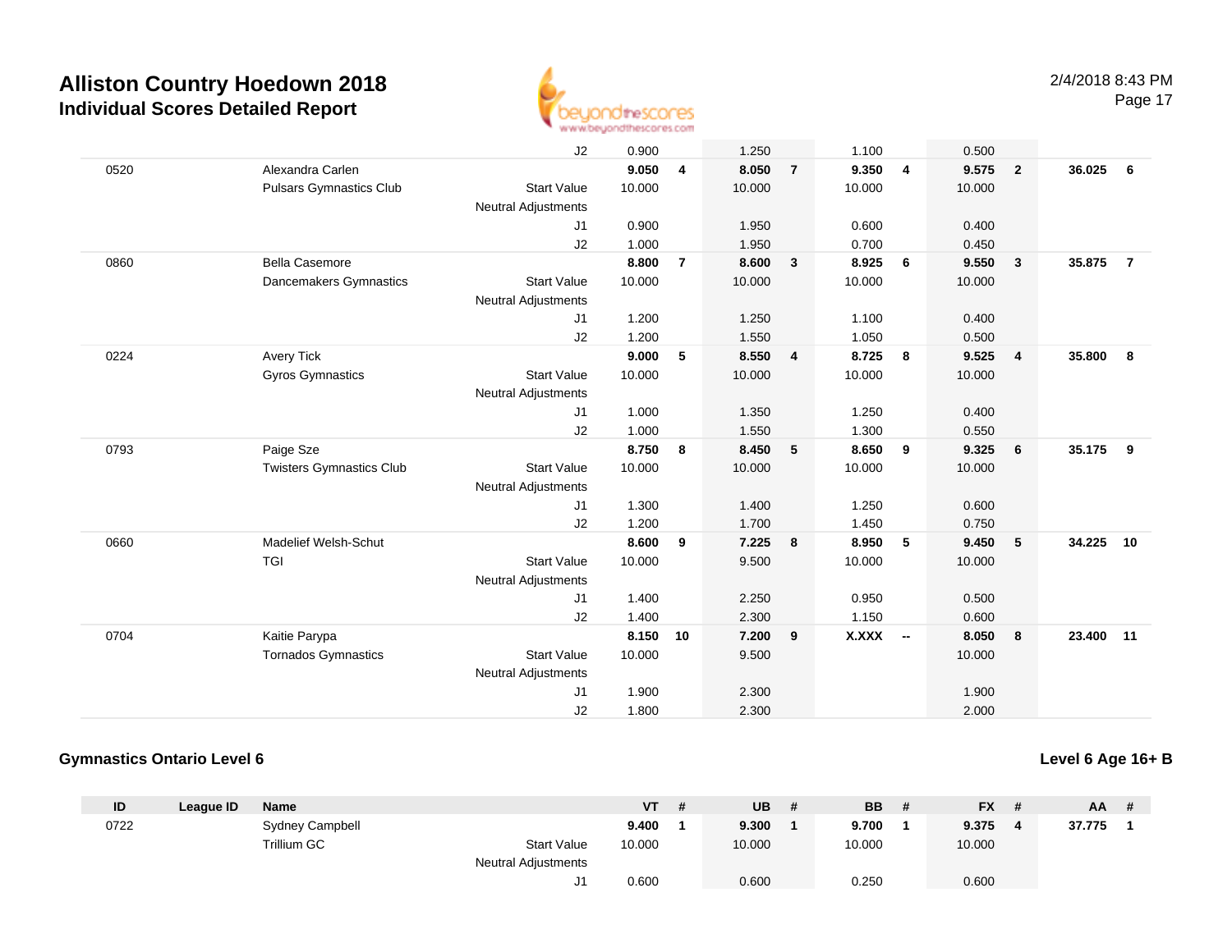| ID | League ID | Name | | VT | # | UB | # | BB | # | FX | # | AA | # |
|---|---|---|---|---|---|---|---|---|---|---|---|---|---|
| | | | J2 | 0.900 | | 1.250 | | 1.100 | | 0.500 | | | |
| 0520 | | Alexandra Carlen | | **9.050** | **4** | **8.050** | **7** | **9.350** | **4** | **9.575** | **2** | **36.025** | **6** |
| | | Pulsars Gymnastics Club | Start Value | 10.000 | | 10.000 | | 10.000 | | 10.000 | | | |
| | | | Neutral Adjustments | | | | | | | | | | |
| | | | J1 | 0.900 | | 1.950 | | 0.600 | | 0.400 | | | |
| | | | J2 | 1.000 | | 1.950 | | 0.700 | | 0.450 | | | |
| 0860 | | Bella Casemore | | **8.800** | **7** | **8.600** | **3** | **8.925** | **6** | **9.550** | **3** | **35.875** | **7** |
| | | Dancemakers Gymnastics | Start Value | 10.000 | | 10.000 | | 10.000 | | 10.000 | | | |
| | | | Neutral Adjustments | | | | | | | | | | |
| | | | J1 | 1.200 | | 1.250 | | 1.100 | | 0.400 | | | |
| | | | J2 | 1.200 | | 1.550 | | 1.050 | | 0.500 | | | |
| 0224 | | Avery Tick | | **9.000** | **5** | **8.550** | **4** | **8.725** | **8** | **9.525** | **4** | **35.800** | **8** |
| | | Gyros Gymnastics | Start Value | 10.000 | | 10.000 | | 10.000 | | 10.000 | | | |
| | | | Neutral Adjustments | | | | | | | | | | |
| | | | J1 | 1.000 | | 1.350 | | 1.250 | | 0.400 | | | |
| | | | J2 | 1.000 | | 1.550 | | 1.300 | | 0.550 | | | |
| 0793 | | Paige Sze | | **8.750** | **8** | **8.450** | **5** | **8.650** | **9** | **9.325** | **6** | **35.175** | **9** |
| | | Twisters Gymnastics Club | Start Value | 10.000 | | 10.000 | | 10.000 | | 10.000 | | | |
| | | | Neutral Adjustments | | | | | | | | | | |
| | | | J1 | 1.300 | | 1.400 | | 1.250 | | 0.600 | | | |
| | | | J2 | 1.200 | | 1.700 | | 1.450 | | 0.750 | | | |
| 0660 | | Madelief Welsh-Schut | | **8.600** | **9** | **7.225** | **8** | **8.950** | **5** | **9.450** | **5** | **34.225** | **10** |
| | | TGI | Start Value | 10.000 | | 9.500 | | 10.000 | | 10.000 | | | |
| | | | Neutral Adjustments | | | | | | | | | | |
| | | | J1 | 1.400 | | 2.250 | | 0.950 | | 0.500 | | | |
| | | | J2 | 1.400 | | 2.300 | | 1.150 | | 0.600 | | | |
| 0704 | | Kaitie Parypa | | **8.150** | **10** | **7.200** | **9** | **X.XXX** | **--** | **8.050** | **8** | **23.400** | **11** |
| | | Tornados Gymnastics | Start Value | 10.000 | | 9.500 | | | | 10.000 | | | |
| | | | Neutral Adjustments | | | | | | | | | | |
| | | | J1 | 1.900 | | 2.300 | | | | 1.900 | | | |
| | | | J2 | 1.800 | | 2.300 | | | | 2.000 | | | |

## Gymnastics Ontario Level 6

**Level 6 Age 16+ B**

| ID | League ID | Name | | VT | # | UB | # | BB | # | FX | # | AA | # |
|---|---|---|---|---|---|---|---|---|---|---|---|---|---|
| 0722 | | Sydney Campbell | | **9.400** | **1** | **9.300** | **1** | **9.700** | **1** | **9.375** | **4** | **37.775** | **1** |
| | | Trillium GC | Start Value | 10.000 | | 10.000 | | 10.000 | | 10.000 | | | |
| | | | Neutral Adjustments | | | | | | | | | | |
| | | | J1 | 0.600 | | 0.600 | | 0.250 | | 0.600 | | | |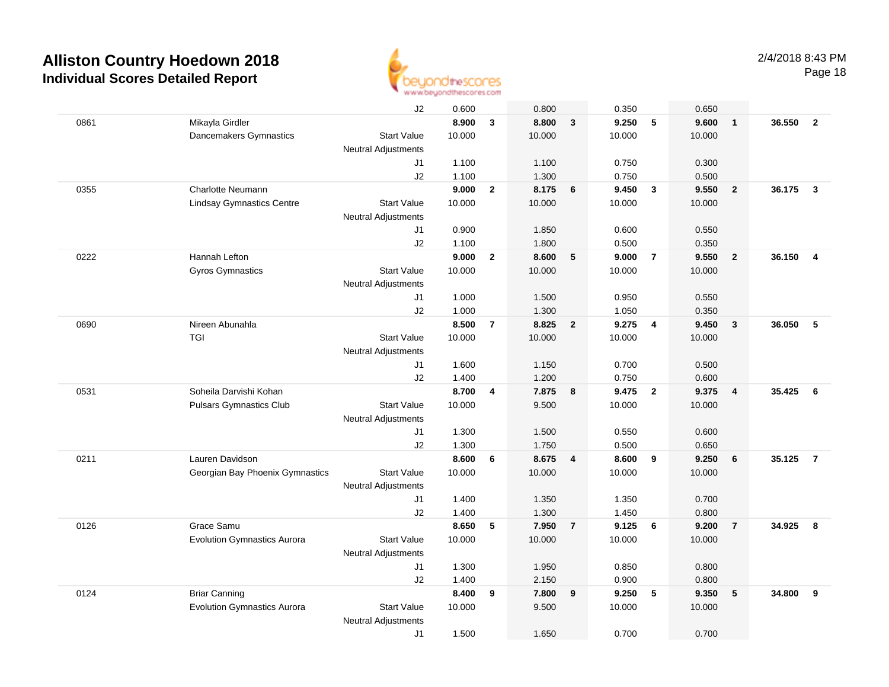# Alliston Country Hoedown 2018
## Individual Scores Detailed Report

| | | | | | | | | | | | | |
|---|---|---|---|---|---|---|---|---|---|---|---|---|
| | | J2 | 0.600 | | 0.800 | | 0.350 | | 0.650 | | | |
| 0861 | Mikayla Girdler | | **8.900** | **3** | **8.800** | **3** | **9.250** | **5** | **9.600** | **1** | **36.550** | **2** |
| | Dancemakers Gymnastics | Start Value | 10.000 | | 10.000 | | 10.000 | | 10.000 | | | |
| | | Neutral Adjustments | | | | | | | | | | |
| | | J1 | 1.100 | | 1.100 | | 0.750 | | 0.300 | | | |
| | | J2 | 1.100 | | 1.300 | | 0.750 | | 0.500 | | | |
| 0355 | Charlotte Neumann | | **9.000** | **2** | **8.175** | **6** | **9.450** | **3** | **9.550** | **2** | **36.175** | **3** |
| | Lindsay Gymnastics Centre | Start Value | 10.000 | | 10.000 | | 10.000 | | 10.000 | | | |
| | | Neutral Adjustments | | | | | | | | | | |
| | | J1 | 0.900 | | 1.850 | | 0.600 | | 0.550 | | | |
| | | J2 | 1.100 | | 1.800 | | 0.500 | | 0.350 | | | |
| 0222 | Hannah Lefton | | **9.000** | **2** | **8.600** | **5** | **9.000** | **7** | **9.550** | **2** | **36.150** | **4** |
| | Gyros Gymnastics | Start Value | 10.000 | | 10.000 | | 10.000 | | 10.000 | | | |
| | | Neutral Adjustments | | | | | | | | | | |
| | | J1 | 1.000 | | 1.500 | | 0.950 | | 0.550 | | | |
| | | J2 | 1.000 | | 1.300 | | 1.050 | | 0.350 | | | |
| 0690 | Nireen Abunahla | | **8.500** | **7** | **8.825** | **2** | **9.275** | **4** | **9.450** | **3** | **36.050** | **5** |
| | TGI | Start Value | 10.000 | | 10.000 | | 10.000 | | 10.000 | | | |
| | | Neutral Adjustments | | | | | | | | | | |
| | | J1 | 1.600 | | 1.150 | | 0.700 | | 0.500 | | | |
| | | J2 | 1.400 | | 1.200 | | 0.750 | | 0.600 | | | |
| 0531 | Soheila Darvishi Kohan | | **8.700** | **4** | **7.875** | **8** | **9.475** | **2** | **9.375** | **4** | **35.425** | **6** |
| | Pulsars Gymnastics Club | Start Value | 10.000 | | 9.500 | | 10.000 | | 10.000 | | | |
| | | Neutral Adjustments | | | | | | | | | | |
| | | J1 | 1.300 | | 1.500 | | 0.550 | | 0.600 | | | |
| | | J2 | 1.300 | | 1.750 | | 0.500 | | 0.650 | | | |
| 0211 | Lauren Davidson | | **8.600** | **6** | **8.675** | **4** | **8.600** | **9** | **9.250** | **6** | **35.125** | **7** |
| | Georgian Bay Phoenix Gymnastics | Start Value | 10.000 | | 10.000 | | 10.000 | | 10.000 | | | |
| | | Neutral Adjustments | | | | | | | | | | |
| | | J1 | 1.400 | | 1.350 | | 1.350 | | 0.700 | | | |
| | | J2 | 1.400 | | 1.300 | | 1.450 | | 0.800 | | | |
| 0126 | Grace Samu | | **8.650** | **5** | **7.950** | **7** | **9.125** | **6** | **9.200** | **7** | **34.925** | **8** |
| | Evolution Gymnastics Aurora | Start Value | 10.000 | | 10.000 | | 10.000 | | 10.000 | | | |
| | | Neutral Adjustments | | | | | | | | | | |
| | | J1 | 1.300 | | 1.950 | | 0.850 | | 0.800 | | | |
| | | J2 | 1.400 | | 2.150 | | 0.900 | | 0.800 | | | |
| 0124 | Briar Canning | | **8.400** | **9** | **7.800** | **9** | **9.250** | **5** | **9.350** | **5** | **34.800** | **9** |
| | Evolution Gymnastics Aurora | Start Value | 10.000 | | 9.500 | | 10.000 | | 10.000 | | | |
| | | Neutral Adjustments | | | | | | | | | | |
| | | J1 | 1.500 | | 1.650 | | 0.700 | | 0.700 | | | |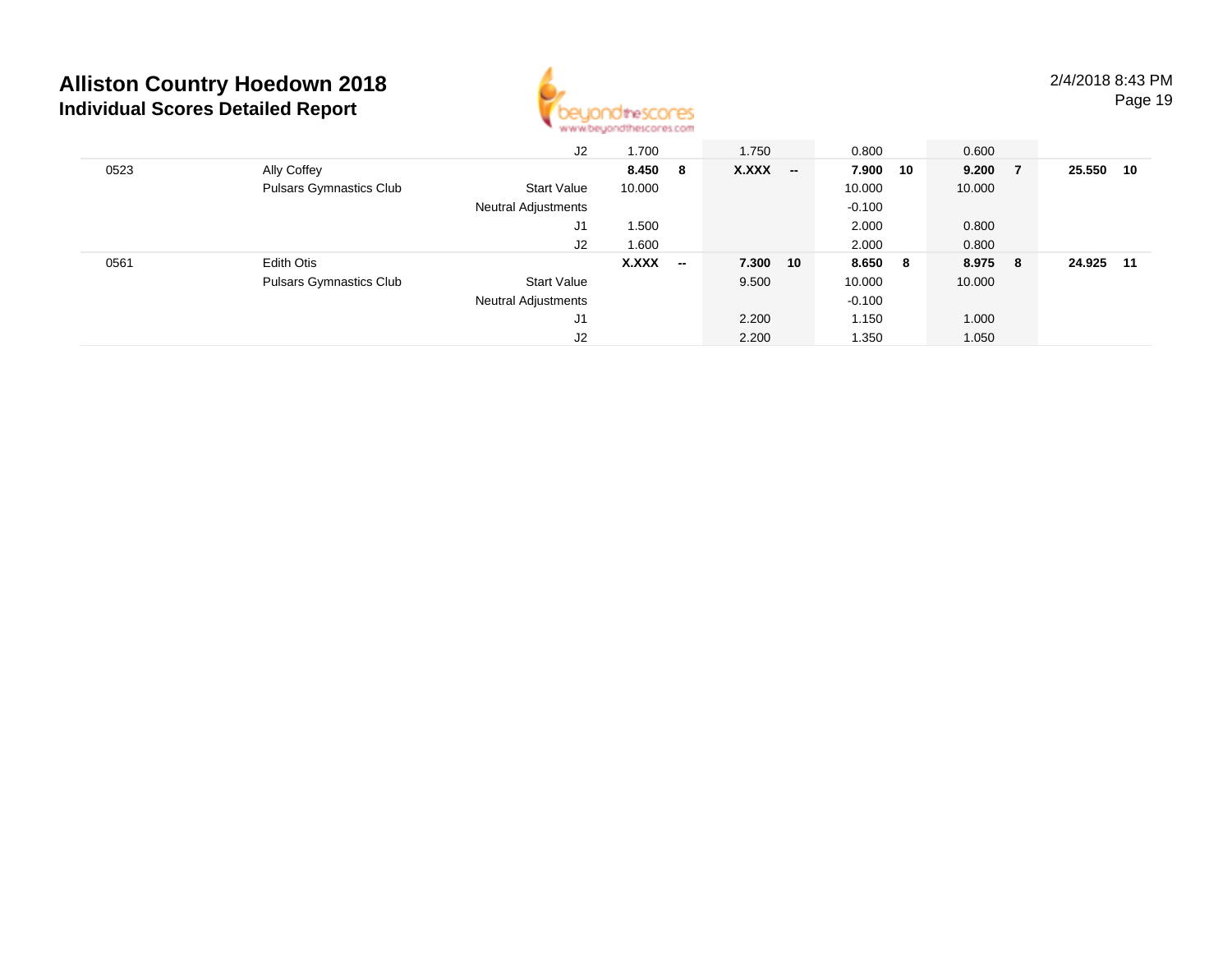# Alliston Country Hoedown 2018

## Individual Scores Detailed Report

2/4/2018 8:43 PM

| | | | | | | | | | | | | |
|---|---|---|---|---|---|---|---|---|---|---|---|---|
| | | J2 | 1.700 | | 1.750 | | 0.800 | | 0.600 | | | |
| 0523 | Ally Coffey | | **8.450** | **8** | **X.XXX** | **--** | **7.900** | **10** | **9.200** | **7** | **25.550** | **10** |
| | Pulsars Gymnastics Club | Start Value | 10.000 | | | | 10.000 | | 10.000 | | | |
| | | Neutral Adjustments | | | | | -0.100 | | | | | |
| | | J1 | 1.500 | | | | 2.000 | | 0.800 | | | |
| | | J2 | 1.600 | | | | 2.000 | | 0.800 | | | |
| 0561 | Edith Otis | | **X.XXX** | **--** | **7.300** | **10** | **8.650** | **8** | **8.975** | **8** | **24.925** | **11** |
| | Pulsars Gymnastics Club | Start Value | | | 9.500 | | 10.000 | | 10.000 | | | |
| | | Neutral Adjustments | | | | | -0.100 | | | | | |
| | | J1 | | | 2.200 | | 1.150 | | 1.000 | | | |
| | | J2 | | | 2.200 | | 1.350 | | 1.050 | | | |